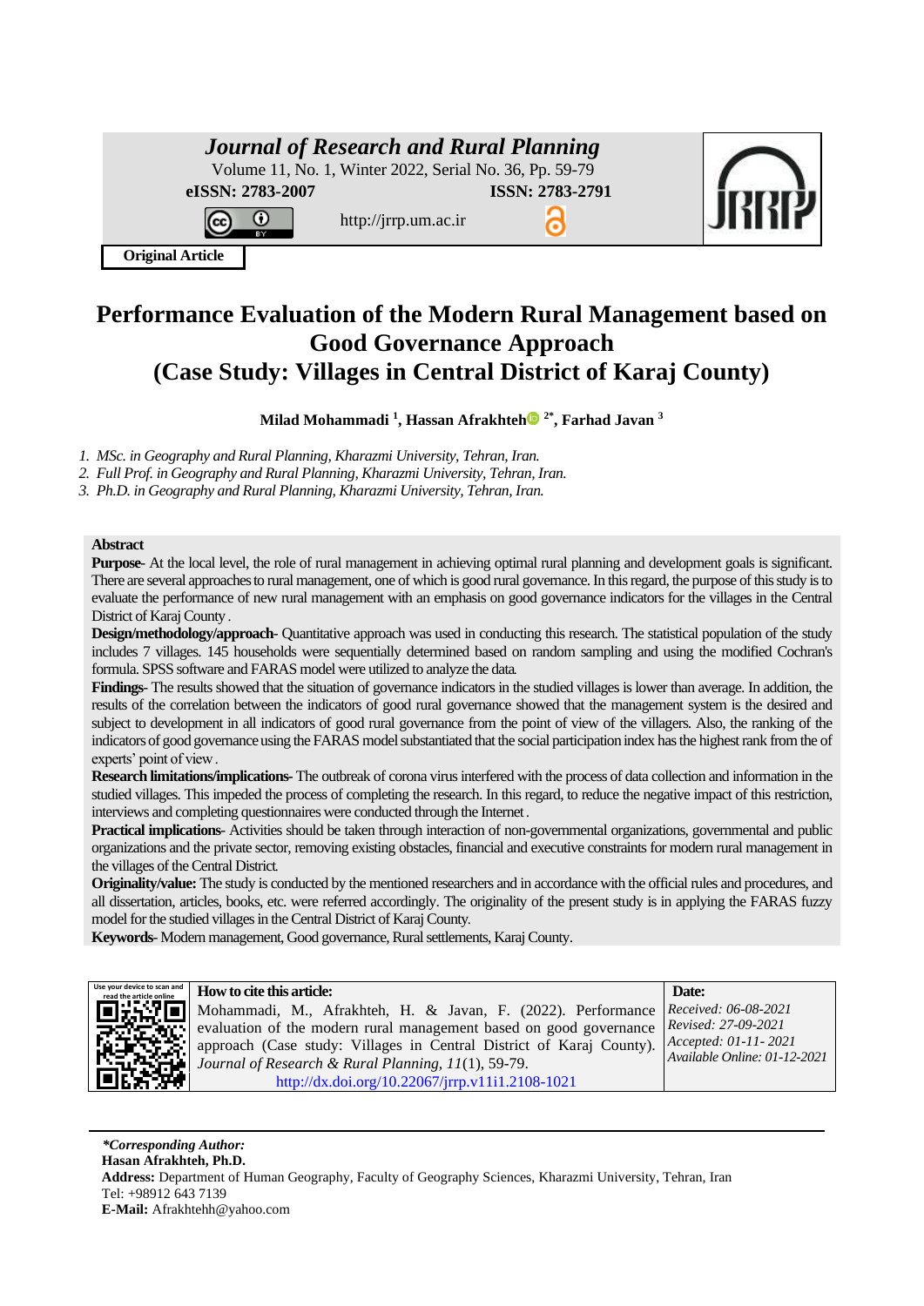**Journal of Research and Rural Planning**
Volume 11, No. 1, Winter 2022, Serial No. 36, Pp. 59-79
**eISSN: 2783-2007** **ISSN: 2783-2791**
http://jrrp.um.ac.ir

**Original Article**

# Performance Evaluation of the Modern Rural Management based on Good Governance Approach (Case Study: Villages in Central District of Karaj County)

**Milad Mohammadi [1], Hassan Afrakhteh [2*], Farhad Javan [3]**

1. *MSc. in Geography and Rural Planning, Kharazmi University, Tehran, Iran.*
2. *Full Prof. in Geography and Rural Planning, Kharazmi University, Tehran, Iran.*
3. *Ph.D. in Geography and Rural Planning, Kharazmi University, Tehran, Iran.*

## Abstract

**Purpose**- At the local level, the role of rural management in achieving optimal rural planning and development goals is significant. There are several approaches to rural management, one of which is good rural governance. In this regard, the purpose of this study is to evaluate the performance of new rural management with an emphasis on good governance indicators for the villages in the Central District of Karaj County.

**Design/methodology/approach**- Quantitative approach was used in conducting this research. The statistical population of the study includes 7 villages. 145 households were sequentially determined based on random sampling and using the modified Cochran's formula. SPSS software and FARAS model were utilized to analyze the data.

**Findings**- The results showed that the situation of governance indicators in the studied villages is lower than average. In addition, the results of the correlation between the indicators of good rural governance showed that the management system is the desired and subject to development in all indicators of good rural governance from the point of view of the villagers. Also, the ranking of the indicators of good governance using the FARAS model substantiated that the social participation index has the highest rank from the of experts' point of view.

**Research limitations/implications**- The outbreak of corona virus interfered with the process of data collection and information in the studied villages. This impeded the process of completing the research. In this regard, to reduce the negative impact of this restriction, interviews and completing questionnaires were conducted through the Internet.

**Practical implications**- Activities should be taken through interaction of non-governmental organizations, governmental and public organizations and the private sector, removing existing obstacles, financial and executive constraints for modern rural management in the villages of the Central District.

**Originality/value:** The study is conducted by the mentioned researchers and in accordance with the official rules and procedures, and all dissertation, articles, books, etc. were referred accordingly. The originality of the present study is in applying the FARAS fuzzy model for the studied villages in the Central District of Karaj County.

**Keywords**- Modern management, Good governance, Rural settlements, Karaj County.

| How to cite this article: | Date: |
|---|---|
| Mohammadi, M., Afrakhteh, H. & Javan, F. (2022). Performance evaluation of the modern rural management based on good governance approach (Case study: Villages in Central District of Karaj County). *Journal of Research & Rural Planning, 11*(1), 59-79. http://dx.doi.org/10.22067/jrrp.v11i1.2108-1021 | *Received: 06-08-2021* *Revised: 27-09-2021* *Accepted: 01-11- 2021* *Available Online: 01-12-2021* |

***Corresponding Author:**
**Hasan Afrakhteh, Ph.D.**
**Address:** Department of Human Geography, Faculty of Geography Sciences, Kharazmi University, Tehran, Iran
Tel: +98912 643 7139
**E-Mail:** Afrakhtehh@yahoo.com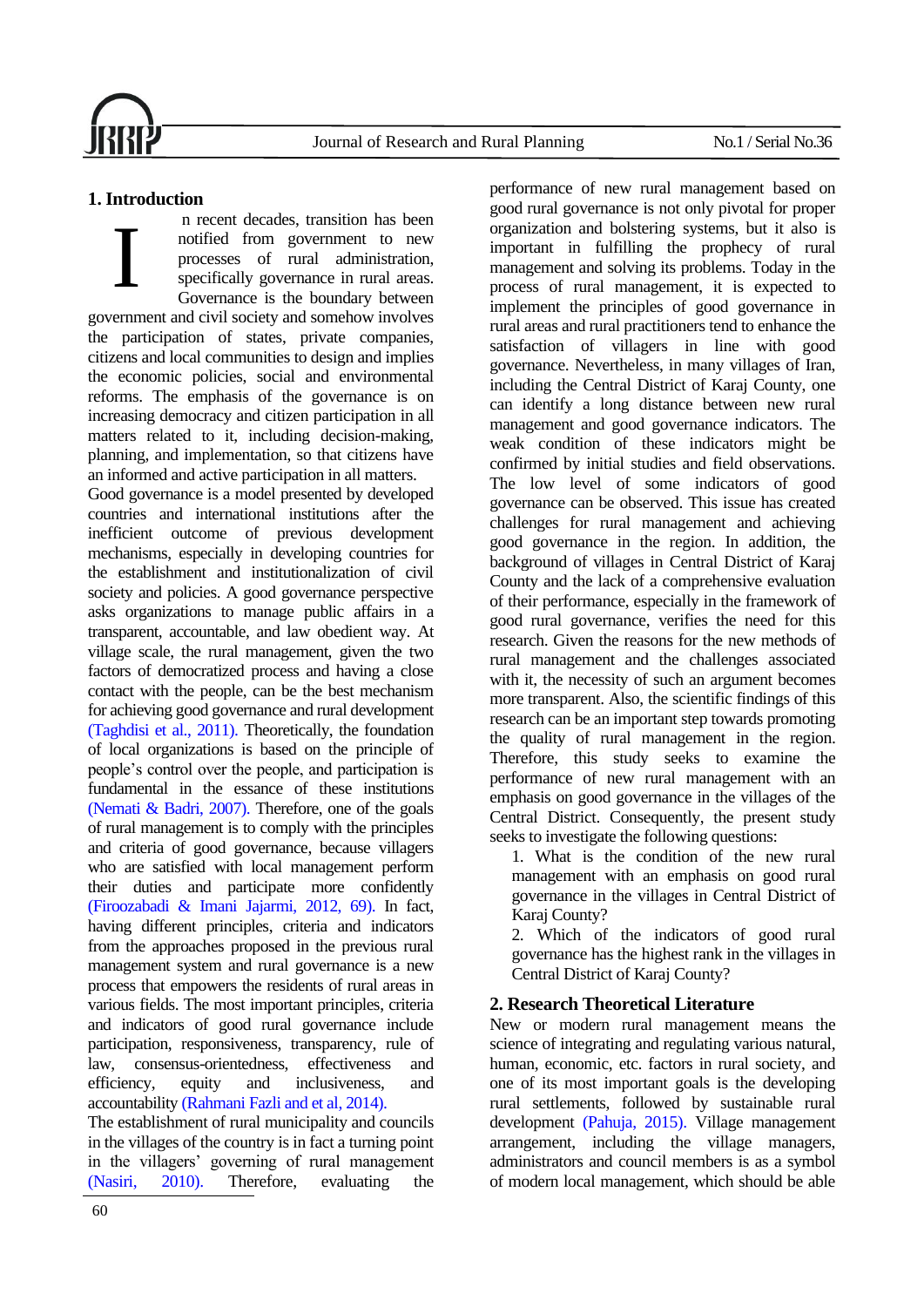## 1. Introduction

In recent decades, transition has been notified from government to new processes of rural administration, specifically governance in rural areas. Governance is the boundary between government and civil society and somehow involves the participation of states, private companies, citizens and local communities to design and implies the economic policies, social and environmental reforms. The emphasis of the governance is on increasing democracy and citizen participation in all matters related to it, including decision-making, planning, and implementation, so that citizens have an informed and active participation in all matters.

Good governance is a model presented by developed countries and international institutions after the inefficient outcome of previous development mechanisms, especially in developing countries for the establishment and institutionalization of civil society and policies. A good governance perspective asks organizations to manage public affairs in a transparent, accountable, and law obedient way. At village scale, the rural management, given the two factors of democratized process and having a close contact with the people, can be the best mechanism for achieving good governance and rural development (Taghdisi et al., 2011). Theoretically, the foundation of local organizations is based on the principle of people's control over the people, and participation is fundamental in the essence of these institutions (Nemati & Badri, 2007). Therefore, one of the goals of rural management is to comply with the principles and criteria of good governance, because villagers who are satisfied with local management perform their duties and participate more confidently (Firoozabadi & Imani Jajarmi, 2012, 69). In fact, having different principles, criteria and indicators from the approaches proposed in the previous rural management system and rural governance is a new process that empowers the residents of rural areas in various fields. The most important principles, criteria and indicators of good rural governance include participation, responsiveness, transparency, rule of law, consensus-orientedness, effectiveness and efficiency, equity and inclusiveness, and accountability (Rahmani Fazli and et al, 2014).

The establishment of rural municipality and councils in the villages of the country is in fact a turning point in the villagers' governing of rural management (Nasiri, 2010). Therefore, evaluating the performance of new rural management based on good rural governance is not only pivotal for proper organization and bolstering systems, but it also is important in fulfilling the prophecy of rural management and solving its problems. Today in the process of rural management, it is expected to implement the principles of good governance in rural areas and rural practitioners tend to enhance the satisfaction of villagers in line with good governance. Nevertheless, in many villages of Iran, including the Central District of Karaj County, one can identify a long distance between new rural management and good governance indicators. The weak condition of these indicators might be confirmed by initial studies and field observations. The low level of some indicators of good governance can be observed. This issue has created challenges for rural management and achieving good governance in the region. In addition, the background of villages in Central District of Karaj County and the lack of a comprehensive evaluation of their performance, especially in the framework of good rural governance, verifies the need for this research. Given the reasons for the new methods of rural management and the challenges associated with it, the necessity of such an argument becomes more transparent. Also, the scientific findings of this research can be an important step towards promoting the quality of rural management in the region. Therefore, this study seeks to examine the performance of new rural management with an emphasis on good governance in the villages of the Central District. Consequently, the present study seeks to investigate the following questions:

1. What is the condition of the new rural management with an emphasis on good rural governance in the villages in Central District of Karaj County?
2. Which of the indicators of good rural governance has the highest rank in the villages in Central District of Karaj County?

## 2. Research Theoretical Literature

New or modern rural management means the science of integrating and regulating various natural, human, economic, etc. factors in rural society, and one of its most important goals is the developing rural settlements, followed by sustainable rural development (Pahuja, 2015). Village management arrangement, including the village managers, administrators and council members is as a symbol of modern local management, which should be able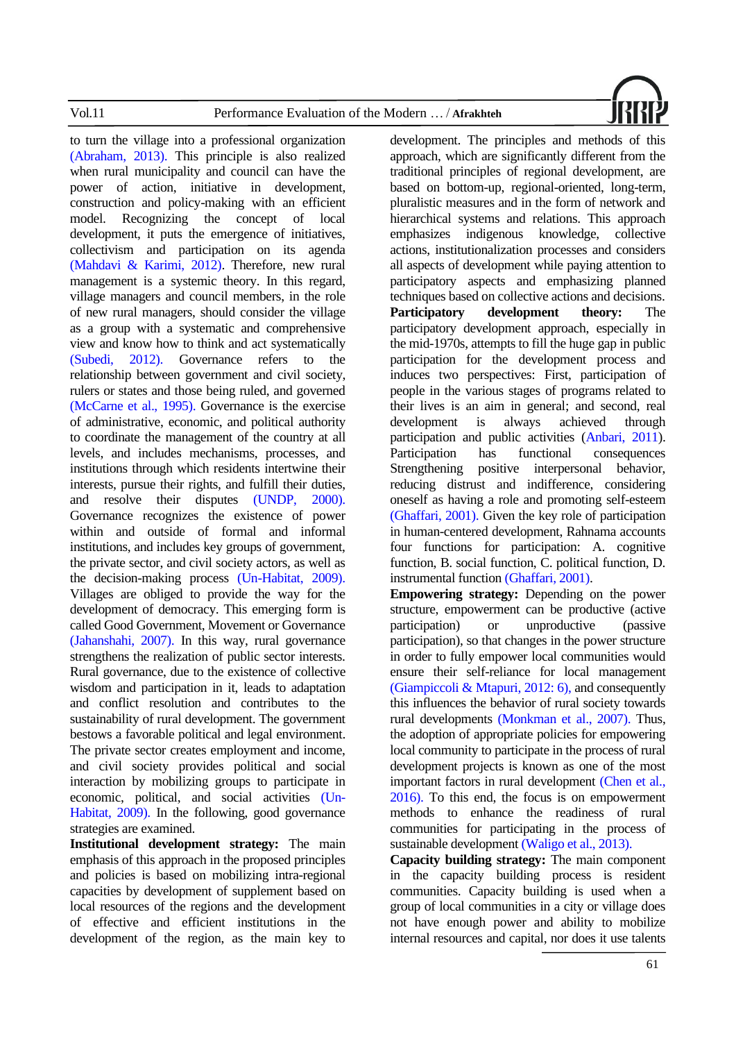to turn the village into a professional organization (Abraham, 2013). This principle is also realized when rural municipality and council can have the power of action, initiative in development, construction and policy-making with an efficient model. Recognizing the concept of local development, it puts the emergence of initiatives, collectivism and participation on its agenda (Mahdavi & Karimi, 2012). Therefore, new rural management is a systemic theory. In this regard, village managers and council members, in the role of new rural managers, should consider the village as a group with a systematic and comprehensive view and know how to think and act systematically (Subedi, 2012). Governance refers to the relationship between government and civil society, rulers or states and those being ruled, and governed (McCarne et al., 1995). Governance is the exercise of administrative, economic, and political authority to coordinate the management of the country at all levels, and includes mechanisms, processes, and institutions through which residents intertwine their interests, pursue their rights, and fulfill their duties, and resolve their disputes (UNDP, 2000). Governance recognizes the existence of power within and outside of formal and informal institutions, and includes key groups of government, the private sector, and civil society actors, as well as the decision-making process (Un-Habitat, 2009). Villages are obliged to provide the way for the development of democracy. This emerging form is called Good Government, Movement or Governance (Jahanshahi, 2007). In this way, rural governance strengthens the realization of public sector interests. Rural governance, due to the existence of collective wisdom and participation in it, leads to adaptation and conflict resolution and contributes to the sustainability of rural development. The government bestows a favorable political and legal environment. The private sector creates employment and income, and civil society provides political and social interaction by mobilizing groups to participate in economic, political, and social activities (Un-Habitat, 2009). In the following, good governance strategies are examined.

**Institutional development strategy:** The main emphasis of this approach in the proposed principles and policies is based on mobilizing intra-regional capacities by development of supplement based on local resources of the regions and the development of effective and efficient institutions in the development of the region, as the main key to development. The principles and methods of this approach, which are significantly different from the traditional principles of regional development, are based on bottom-up, regional-oriented, long-term, pluralistic measures and in the form of network and hierarchical systems and relations. This approach emphasizes indigenous knowledge, collective actions, institutionalization processes and considers all aspects of development while paying attention to participatory aspects and emphasizing planned techniques based on collective actions and decisions.

**Participatory development theory:** The participatory development approach, especially in the mid-1970s, attempts to fill the huge gap in public participation for the development process and induces two perspectives: First, participation of people in the various stages of programs related to their lives is an aim in general; and second, real development is always achieved through participation and public activities (Anbari, 2011). Participation has functional consequences Strengthening positive interpersonal behavior, reducing distrust and indifference, considering oneself as having a role and promoting self-esteem (Ghaffari, 2001). Given the key role of participation in human-centered development, Rahnama accounts four functions for participation: A. cognitive function, B. social function, C. political function, D. instrumental function (Ghaffari, 2001).

**Empowering strategy:** Depending on the power structure, empowerment can be productive (active participation) or unproductive (passive participation), so that changes in the power structure in order to fully empower local communities would ensure their self-reliance for local management (Giampiccoli & Mtapuri, 2012: 6), and consequently this influences the behavior of rural society towards rural developments (Monkman et al., 2007). Thus, the adoption of appropriate policies for empowering local community to participate in the process of rural development projects is known as one of the most important factors in rural development (Chen et al., 2016). To this end, the focus is on empowerment methods to enhance the readiness of rural communities for participating in the process of sustainable development (Waligo et al., 2013).

**Capacity building strategy:** The main component in the capacity building process is resident communities. Capacity building is used when a group of local communities in a city or village does not have enough power and ability to mobilize internal resources and capital, nor does it use talents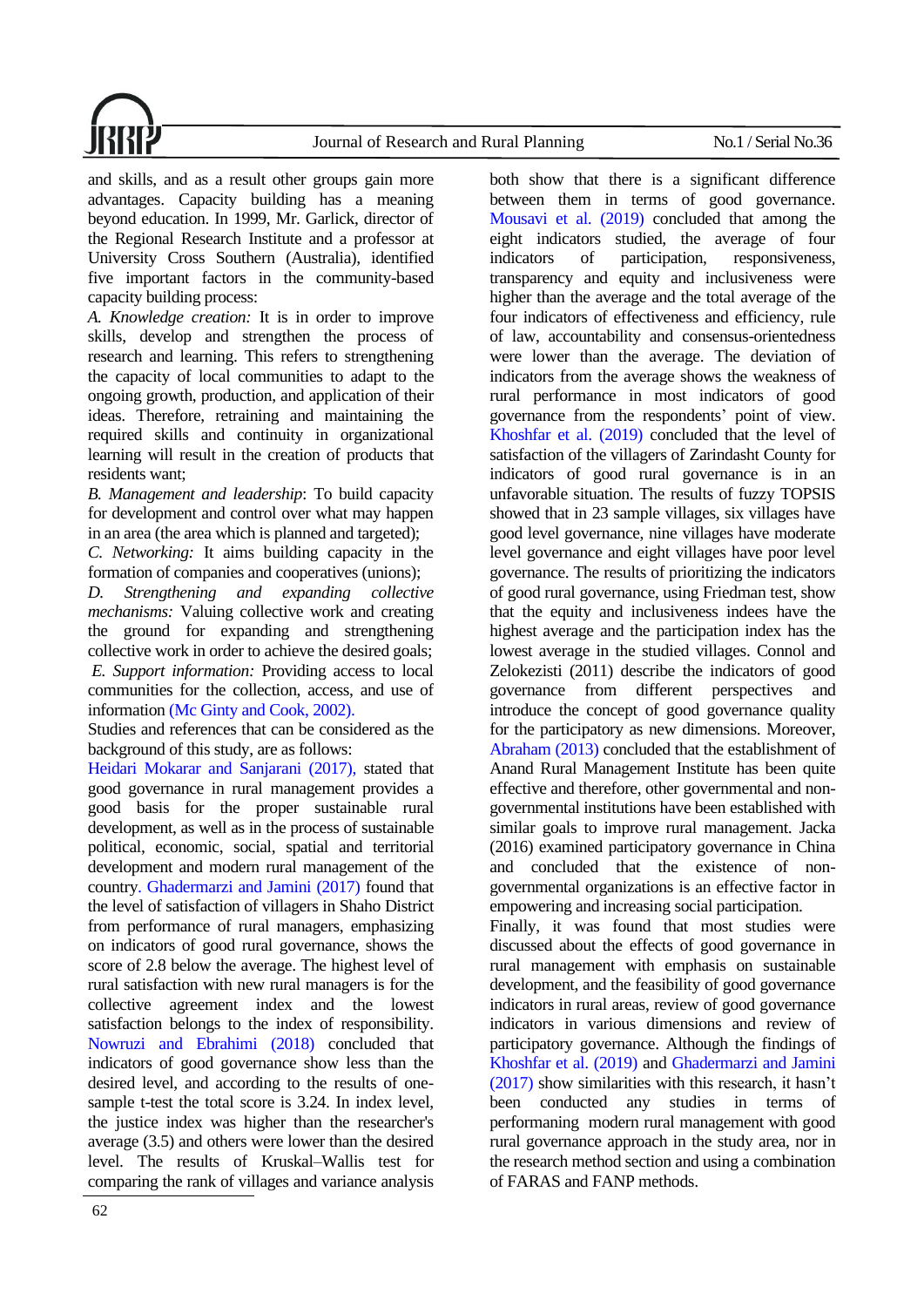and skills, and as a result other groups gain more advantages. Capacity building has a meaning beyond education. In 1999, Mr. Garlick, director of the Regional Research Institute and a professor at University Cross Southern (Australia), identified five important factors in the community-based capacity building process:

*A. Knowledge creation:* It is in order to improve skills, develop and strengthen the process of research and learning. This refers to strengthening the capacity of local communities to adapt to the ongoing growth, production, and application of their ideas. Therefore, retraining and maintaining the required skills and continuity in organizational learning will result in the creation of products that residents want;

*B. Management and leadership*: To build capacity for development and control over what may happen in an area (the area which is planned and targeted);

*C. Networking:* It aims building capacity in the formation of companies and cooperatives (unions);

*D. Strengthening and expanding collective mechanisms:* Valuing collective work and creating the ground for expanding and strengthening collective work in order to achieve the desired goals;

*E. Support information:* Providing access to local communities for the collection, access, and use of information (Mc Ginty and Cook, 2002).

Studies and references that can be considered as the background of this study, are as follows:

Heidari Mokarar and Sanjarani (2017), stated that good governance in rural management provides a good basis for the proper sustainable rural development, as well as in the process of sustainable political, economic, social, spatial and territorial development and modern rural management of the country. Ghadermarzi and Jamini (2017) found that the level of satisfaction of villagers in Shaho District from performance of rural managers, emphasizing on indicators of good rural governance, shows the score of 2.8 below the average. The highest level of rural satisfaction with new rural managers is for the collective agreement index and the lowest satisfaction belongs to the index of responsibility. Nowruzi and Ebrahimi (2018) concluded that indicators of good governance show less than the desired level, and according to the results of one-sample t-test the total score is 3.24. In index level, the justice index was higher than the researcher's average (3.5) and others were lower than the desired level. The results of Kruskal–Wallis test for comparing the rank of villages and variance analysis both show that there is a significant difference between them in terms of good governance. Mousavi et al. (2019) concluded that among the eight indicators studied, the average of four indicators of participation, responsiveness, transparency and equity and inclusiveness were higher than the average and the total average of the four indicators of effectiveness and efficiency, rule of law, accountability and consensus-orientedness were lower than the average. The deviation of indicators from the average shows the weakness of rural performance in most indicators of good governance from the respondents' point of view. Khoshfar et al. (2019) concluded that the level of satisfaction of the villagers of Zarindasht County for indicators of good rural governance is in an unfavorable situation. The results of fuzzy TOPSIS showed that in 23 sample villages, six villages have good level governance, nine villages have moderate level governance and eight villages have poor level governance. The results of prioritizing the indicators of good rural governance, using Friedman test, show that the equity and inclusiveness indees have the highest average and the participation index has the lowest average in the studied villages. Connol and Zelokezisti (2011) describe the indicators of good governance from different perspectives and introduce the concept of good governance quality for the participatory as new dimensions. Moreover, Abraham (2013) concluded that the establishment of Anand Rural Management Institute has been quite effective and therefore, other governmental and non-governmental institutions have been established with similar goals to improve rural management. Jacka (2016) examined participatory governance in China and concluded that the existence of non-governmental organizations is an effective factor in empowering and increasing social participation.

Finally, it was found that most studies were discussed about the effects of good governance in rural management with emphasis on sustainable development, and the feasibility of good governance indicators in rural areas, review of good governance indicators in various dimensions and review of participatory governance. Although the findings of Khoshfar et al. (2019) and Ghadermarzi and Jamini (2017) show similarities with this research, it hasn't been conducted any studies in terms of performaning modern rural management with good rural governance approach in the study area, nor in the research method section and using a combination of FARAS and FANP methods.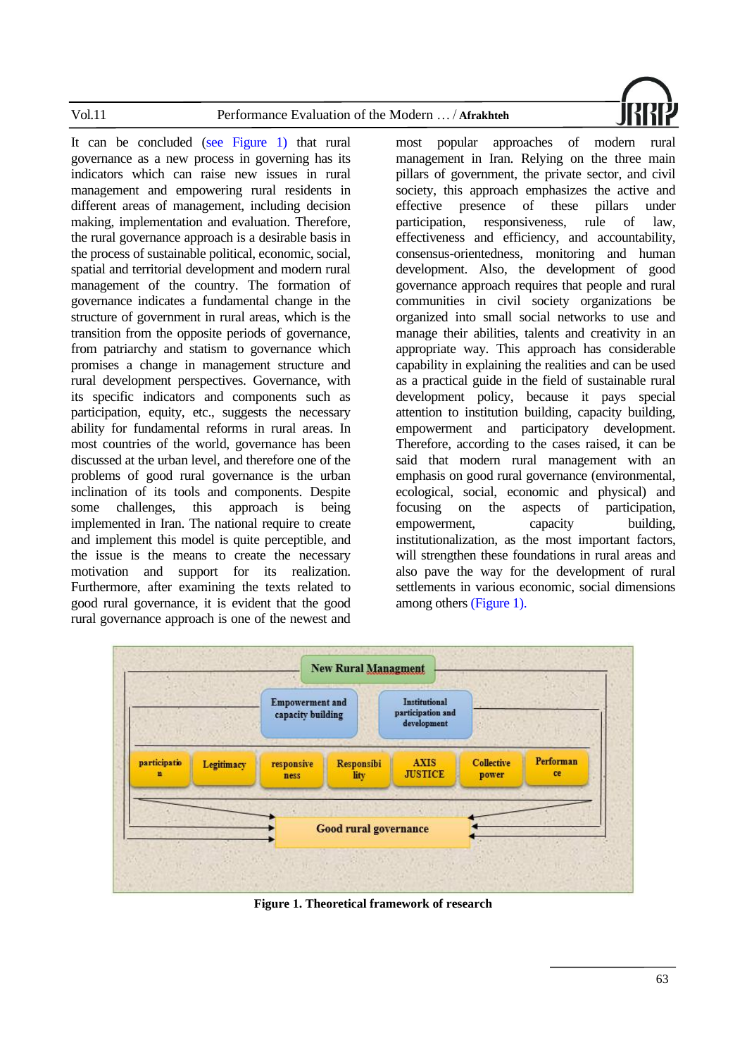It can be concluded (see Figure 1) that rural governance as a new process in governing has its indicators which can raise new issues in rural management and empowering rural residents in different areas of management, including decision making, implementation and evaluation. Therefore, the rural governance approach is a desirable basis in the process of sustainable political, economic, social, spatial and territorial development and modern rural management of the country. The formation of governance indicates a fundamental change in the structure of government in rural areas, which is the transition from the opposite periods of governance, from patriarchy and statism to governance which promises a change in management structure and rural development perspectives. Governance, with its specific indicators and components such as participation, equity, etc., suggests the necessary ability for fundamental reforms in rural areas. In most countries of the world, governance has been discussed at the urban level, and therefore one of the problems of good rural governance is the urban inclination of its tools and components. Despite some challenges, this approach is being implemented in Iran. The national require to create and implement this model is quite perceptible, and the issue is the means to create the necessary motivation and support for its realization. Furthermore, after examining the texts related to good rural governance, it is evident that the good rural governance approach is one of the newest and most popular approaches of modern rural management in Iran. Relying on the three main pillars of government, the private sector, and civil society, this approach emphasizes the active and effective presence of these pillars under participation, responsiveness, rule of law, effectiveness and efficiency, and accountability, consensus-orientedness, monitoring and human development. Also, the development of good governance approach requires that people and rural communities in civil society organizations be organized into small social networks to use and manage their abilities, talents and creativity in an appropriate way. This approach has considerable capability in explaining the realities and can be used as a practical guide in the field of sustainable rural development policy, because it pays special attention to institution building, capacity building, empowerment and participatory development. Therefore, according to the cases raised, it can be said that modern rural management with an emphasis on good rural governance (environmental, ecological, social, economic and physical) and focusing on the aspects of participation, empowerment, capacity building, institutionalization, as the most important factors, will strengthen these foundations in rural areas and also pave the way for the development of rural settlements in various economic, social dimensions among others (Figure 1).

New Rural Managment

Empowerment and capacity building | Institutional participation and development

participation | Legitimacy | responsiveness | Responsibility | AXIS JUSTICE | Collective power | Performance

Good rural governance

**Figure 1. Theoretical framework of research**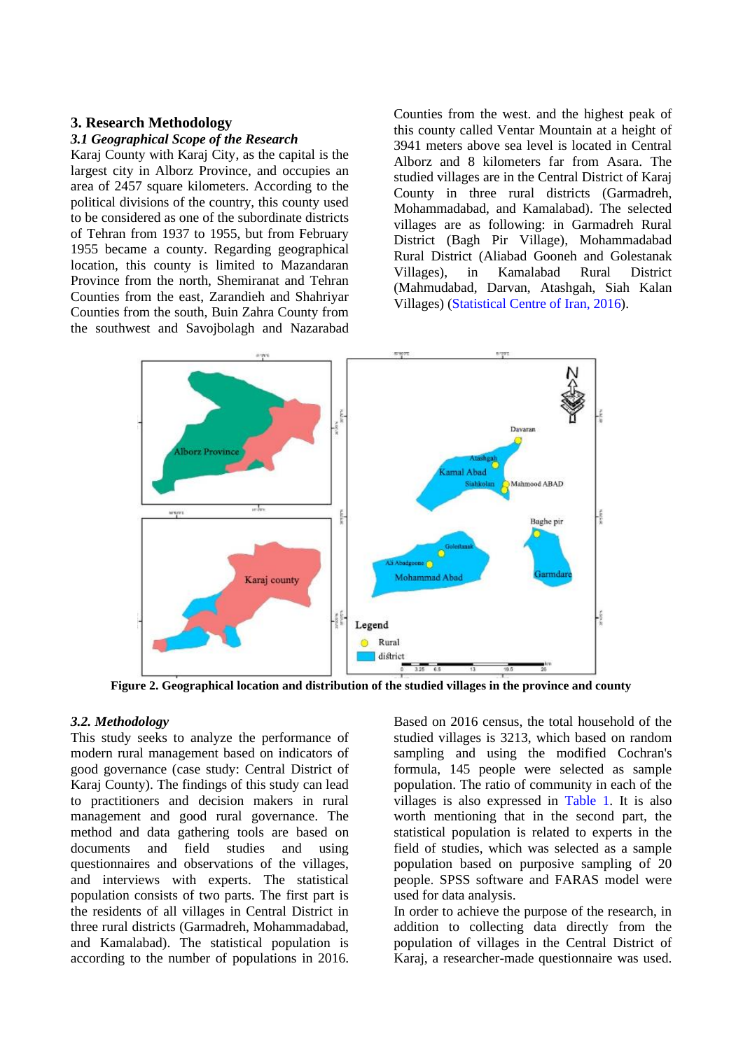## 3. Research Methodology

### 3.1 Geographical Scope of the Research

Karaj County with Karaj City, as the capital is the largest city in Alborz Province, and occupies an area of 2457 square kilometers. According to the political divisions of the country, this county used to be considered as one of the subordinate districts of Tehran from 1937 to 1955, but from February 1955 became a county. Regarding geographical location, this county is limited to Mazandaran Province from the north, Shemiranat and Tehran Counties from the east, Zarandieh and Shahriyar Counties from the south, Buin Zahra County from the southwest and Savojbolagh and Nazarabad Counties from the west. and the highest peak of this county called Ventar Mountain at a height of 3941 meters above sea level is located in Central Alborz and 8 kilometers far from Asara. The studied villages are in the Central District of Karaj County in three rural districts (Garmadreh, Mohammadabad, and Kamalabad). The selected villages are as following: in Garmadreh Rural District (Bagh Pir Village), Mohammadabad Rural District (Aliabad Gooneh and Golestanak Villages), in Kamalabad Rural District (Mahmudabad, Darvan, Atashgah, Siah Kalan Villages) (Statistical Centre of Iran, 2016).

**Figure 2. Geographical location and distribution of the studied villages in the province and county**

### 3.2. Methodology

This study seeks to analyze the performance of modern rural management based on indicators of good governance (case study: Central District of Karaj County). The findings of this study can lead to practitioners and decision makers in rural management and good rural governance. The method and data gathering tools are based on documents and field studies and using questionnaires and observations of the villages, and interviews with experts. The statistical population consists of two parts. The first part is the residents of all villages in Central District in three rural districts (Garmadreh, Mohammadabad, and Kamalabad). The statistical population is according to the number of populations in 2016. Based on 2016 census, the total household of the studied villages is 3213, which based on random sampling and using the modified Cochran's formula, 145 people were selected as sample population. The ratio of community in each of the villages is also expressed in Table 1. It is also worth mentioning that in the second part, the statistical population is related to experts in the field of studies, which was selected as a sample population based on purposive sampling of 20 people. SPSS software and FARAS model were used for data analysis.

In order to achieve the purpose of the research, in addition to collecting data directly from the population of villages in the Central District of Karaj, a researcher-made questionnaire was used.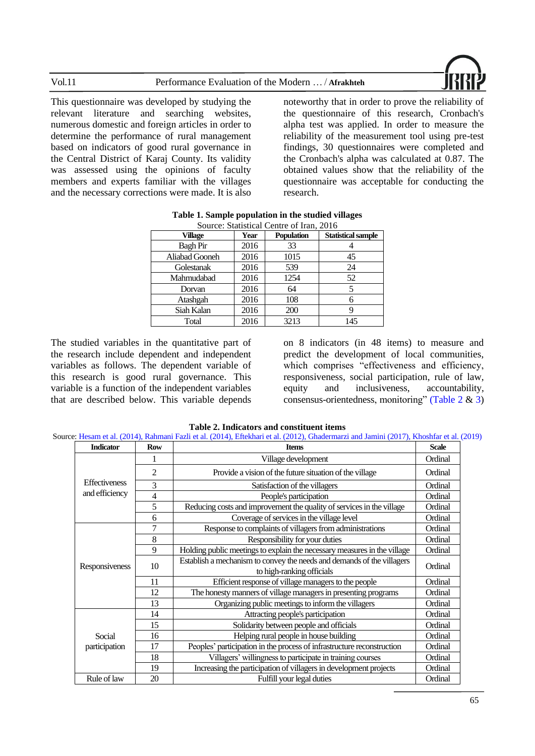This questionnaire was developed by studying the relevant literature and searching websites, numerous domestic and foreign articles in order to determine the performance of rural management based on indicators of good rural governance in the Central District of Karaj County. Its validity was assessed using the opinions of faculty members and experts familiar with the villages and the necessary corrections were made. It is also noteworthy that in order to prove the reliability of the questionnaire of this research, Cronbach's alpha test was applied. In order to measure the reliability of the measurement tool using pre-test findings, 30 questionnaires were completed and the Cronbach's alpha was calculated at 0.87. The obtained values show that the reliability of the questionnaire was acceptable for conducting the research.

**Table 1. Sample population in the studied villages**

Source: Statistical Centre of Iran, 2016

| Village | Year | Population | Statistical sample |
|---|---|---|---|
| Bagh Pir | 2016 | 33 | 4 |
| Aliabad Gooneh | 2016 | 1015 | 45 |
| Golestanak | 2016 | 539 | 24 |
| Mahmudabad | 2016 | 1254 | 52 |
| Dorvan | 2016 | 64 | 5 |
| Atashgah | 2016 | 108 | 6 |
| Siah Kalan | 2016 | 200 | 9 |
| Total | 2016 | 3213 | 145 |

The studied variables in the quantitative part of the research include dependent and independent variables as follows. The dependent variable of this research is good rural governance. This variable is a function of the independent variables that are described below. This variable depends on 8 indicators (in 48 items) to measure and predict the development of local communities, which comprises "effectiveness and efficiency, responsiveness, social participation, rule of law, equity and inclusiveness, accountability, consensus-orientedness, monitoring" (Table 2 & 3)

**Table 2. Indicators and constituent items**

Source: Hesam et al. (2014), Rahmani Fazli et al. (2014), Eftekhari et al. (2012), Ghadermarzi and Jamini (2017), Khoshfar et al. (2019)

| Indicator | Row | Items | Scale |
|---|---|---|---|
| Effectiveness and efficiency | 1 | Village development | Ordinal |
| | 2 | Provide a vision of the future situation of the village | Ordinal |
| | 3 | Satisfaction of the villagers | Ordinal |
| | 4 | People's participation | Ordinal |
| | 5 | Reducing costs and improvement the quality of services in the village | Ordinal |
| | 6 | Coverage of services in the village level | Ordinal |
| Responsiveness | 7 | Response to complaints of villagers from administrations | Ordinal |
| | 8 | Responsibility for your duties | Ordinal |
| | 9 | Holding public meetings to explain the necessary measures in the village | Ordinal |
| | 10 | Establish a mechanism to convey the needs and demands of the villagers to high-ranking officials | Ordinal |
| | 11 | Efficient response of village managers to the people | Ordinal |
| | 12 | The honesty manners of village managers in presenting programs | Ordinal |
| | 13 | Organizing public meetings to inform the villagers | Ordinal |
| Social participation | 14 | Attracting people's participation | Ordinal |
| | 15 | Solidarity between people and officials | Ordinal |
| | 16 | Helping rural people in house building | Ordinal |
| | 17 | Peoples' participation in the process of infrastructure reconstruction | Ordinal |
| | 18 | Villagers' willingness to participate in training courses | Ordinal |
| | 19 | Increasing the participation of villagers in development projects | Ordinal |
| Rule of law | 20 | Fulfill your legal duties | Ordinal |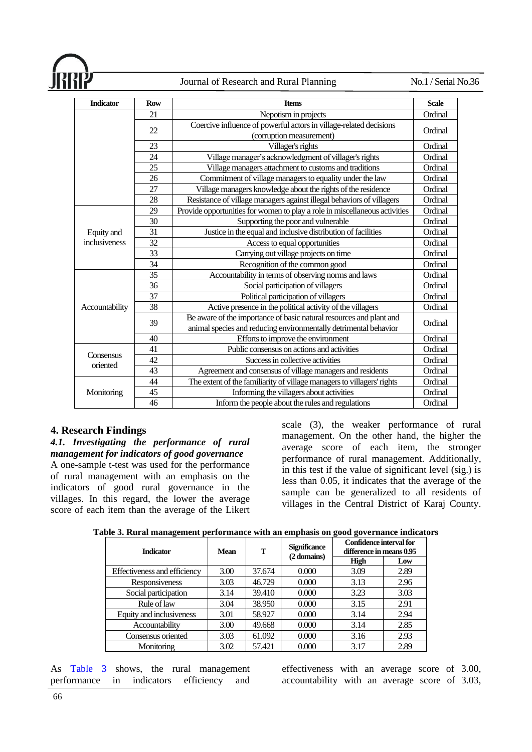| Indicator | Row | Items | Scale |
|---|---|---|---|
| | 21 | Nepotism in projects | Ordinal |
| | 22 | Coercive influence of powerful actors in village-related decisions (corruption measurement) | Ordinal |
| | 23 | Villager's rights | Ordinal |
| | 24 | Village manager's acknowledgment of villager's rights | Ordinal |
| | 25 | Village managers attachment to customs and traditions | Ordinal |
| | 26 | Commitment of village managers to equality under the law | Ordinal |
| | 27 | Village managers knowledge about the rights of the residence | Ordinal |
| | 28 | Resistance of village managers against illegal behaviors of villagers | Ordinal |
| Equity and inclusiveness | 29 | Provide opportunities for women to play a role in miscellaneous activities | Ordinal |
| | 30 | Supporting the poor and vulnerable | Ordinal |
| | 31 | Justice in the equal and inclusive distribution of facilities | Ordinal |
| | 32 | Access to equal opportunities | Ordinal |
| | 33 | Carrying out village projects on time | Ordinal |
| | 34 | Recognition of the common good | Ordinal |
| Accountability | 35 | Accountability in terms of observing norms and laws | Ordinal |
| | 36 | Social participation of villagers | Ordinal |
| | 37 | Political participation of villagers | Ordinal |
| | 38 | Active presence in the political activity of the villagers | Ordinal |
| | 39 | Be aware of the importance of basic natural resources and plant and animal species and reducing environmentally detrimental behavior | Ordinal |
| | 40 | Efforts to improve the environment | Ordinal |
| Consensus oriented | 41 | Public consensus on actions and activities | Ordinal |
| | 42 | Success in collective activities | Ordinal |
| | 43 | Agreement and consensus of village managers and residents | Ordinal |
| Monitoring | 44 | The extent of the familiarity of village managers to villagers' rights | Ordinal |
| | 45 | Informing the villagers about activities | Ordinal |
| | 46 | Inform the people about the rules and regulations | Ordinal |

## 4. Research Findings

### *4.1. Investigating the performance of rural management for indicators of good governance*

A one-sample t-test was used for the performance of rural management with an emphasis on the indicators of good rural governance in the villages. In this regard, the lower the average score of each item than the average of the Likert scale (3), the weaker performance of rural management. On the other hand, the higher the average score of each item, the stronger performance of rural management. Additionally, in this test if the value of significant level (sig.) is less than 0.05, it indicates that the average of the sample can be generalized to all residents of villages in the Central District of Karaj County.

**Table 3. Rural management performance with an emphasis on good governance indicators**

| Indicator | Mean | T | Significance (2 domains) | Confidence interval for difference in means 0.95 | |
|---|---|---|---|---|---|
| | | | | High | Low |
| Effectiveness and efficiency | 3.00 | 37.674 | 0.000 | 3.09 | 2.89 |
| Responsiveness | 3.03 | 46.729 | 0.000 | 3.13 | 2.96 |
| Social participation | 3.14 | 39.410 | 0.000 | 3.23 | 3.03 |
| Rule of law | 3.04 | 38.950 | 0.000 | 3.15 | 2.91 |
| Equity and inclusiveness | 3.01 | 58.927 | 0.000 | 3.14 | 2.94 |
| Accountability | 3.00 | 49.668 | 0.000 | 3.14 | 2.85 |
| Consensus oriented | 3.03 | 61.092 | 0.000 | 3.16 | 2.93 |
| Monitoring | 3.02 | 57.421 | 0.000 | 3.17 | 2.89 |

As Table 3 shows, the rural management performance in indicators efficiency and effectiveness with an average score of 3.00, accountability with an average score of 3.03,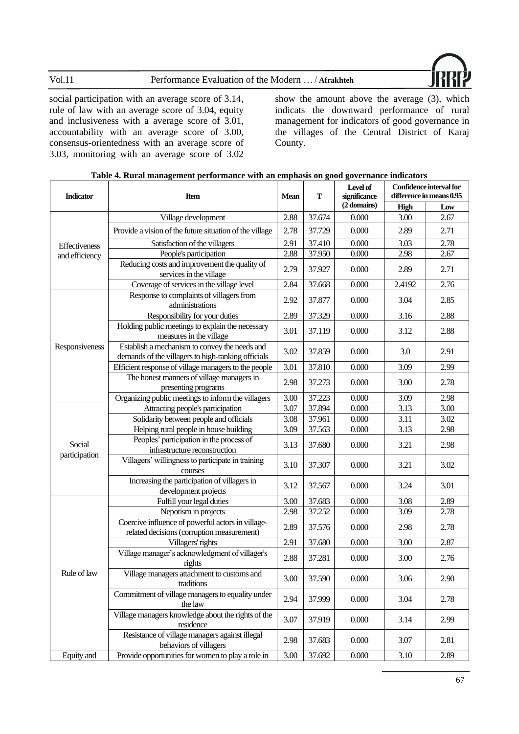social participation with an average score of 3.14, rule of law with an average score of 3.04, equity and inclusiveness with a average score of 3.01, accountability with an average score of 3.00, consensus-orientedness with an average score of 3.03, monitoring with an average score of 3.02 show the amount above the average (3), which indicats the downward performance of rural management for indicators of good governance in the villages of the Central District of Karaj County.

**Table 4. Rural management performance with an emphasis on good governance indicators**

| Indicator | Item | Mean | T | Level of significance (2 domains) | Confidence interval for difference in means 0.95 | |
|---|---|---|---|---|---|---|
| | | | | | High | Low |
| Effectiveness and efficiency | Village development | 2.88 | 37.674 | 0.000 | 3.00 | 2.67 |
| | Provide a vision of the future situation of the village | 2.78 | 37.729 | 0.000 | 2.89 | 2.71 |
| | Satisfaction of the villagers | 2.91 | 37.410 | 0.000 | 3.03 | 2.78 |
| | People's participation | 2.88 | 37.950 | 0.000 | 2.98 | 2.67 |
| | Reducing costs and improvement the quality of services in the village | 2.79 | 37.927 | 0.000 | 2.89 | 2.71 |
| | Coverage of services in the village level | 2.84 | 37.668 | 0.000 | 2.4192 | 2.76 |
| Responsiveness | Response to complaints of villagers from administrations | 2.92 | 37.877 | 0.000 | 3.04 | 2.85 |
| | Responsibility for your duties | 2.89 | 37.329 | 0.000 | 3.16 | 2.88 |
| | Holding public meetings to explain the necessary measures in the village | 3.01 | 37.119 | 0.000 | 3.12 | 2.88 |
| | Establish a mechanism to convey the needs and demands of the villagers to high-ranking officials | 3.02 | 37.859 | 0.000 | 3.0 | 2.91 |
| | Efficient response of village managers to the people | 3.01 | 37.810 | 0.000 | 3.09 | 2.99 |
| | The honest manners of village managers in presenting programs | 2.98 | 37.273 | 0.000 | 3.00 | 2.78 |
| | Organizing public meetings to inform the villagers | 3.00 | 37.223 | 0.000 | 3.09 | 2.98 |
| Social participation | Attracting people's participation | 3.07 | 37.894 | 0.000 | 3.13 | 3.00 |
| | Solidarity between people and officials | 3.08 | 37.961 | 0.000 | 3.11 | 3.02 |
| | Helping rural people in house building | 3.09 | 37.563 | 0.000 | 3.13 | 2.98 |
| | Peoples' participation in the process of infrastructure reconstruction | 3.13 | 37.680 | 0.000 | 3.21 | 2.98 |
| | Villagers' willingness to participate in training courses | 3.10 | 37.307 | 0.000 | 3.21 | 3.02 |
| | Increasing the participation of villagers in development projects | 3.12 | 37.567 | 0.000 | 3.24 | 3.01 |
| Rule of law | Fulfill your legal duties | 3.00 | 37.683 | 0.000 | 3.08 | 2.89 |
| | Nepotism in projects | 2.98 | 37.252 | 0.000 | 3.09 | 2.78 |
| | Coercive influence of powerful actors in village-related decisions (corruption measurement) | 2.89 | 37.576 | 0.000 | 2.98 | 2.78 |
| | Villagers' rights | 2.91 | 37.680 | 0.000 | 3.00 | 2.87 |
| | Village manager's acknowledgment of villager's rights | 2.88 | 37.281 | 0.000 | 3.00 | 2.76 |
| | Village managers attachment to customs and traditions | 3.00 | 37.590 | 0.000 | 3.06 | 2.90 |
| | Commitment of village managers to equality under the law | 2.94 | 37.999 | 0.000 | 3.04 | 2.78 |
| | Village managers knowledge about the rights of the residence | 3.07 | 37.919 | 0.000 | 3.14 | 2.99 |
| | Resistance of village managers against illegal behaviors of villagers | 2.98 | 37.683 | 0.000 | 3.07 | 2.81 |
| Equity and | Provide opportunities for women to play a role in | 3.00 | 37.692 | 0.000 | 3.10 | 2.89 |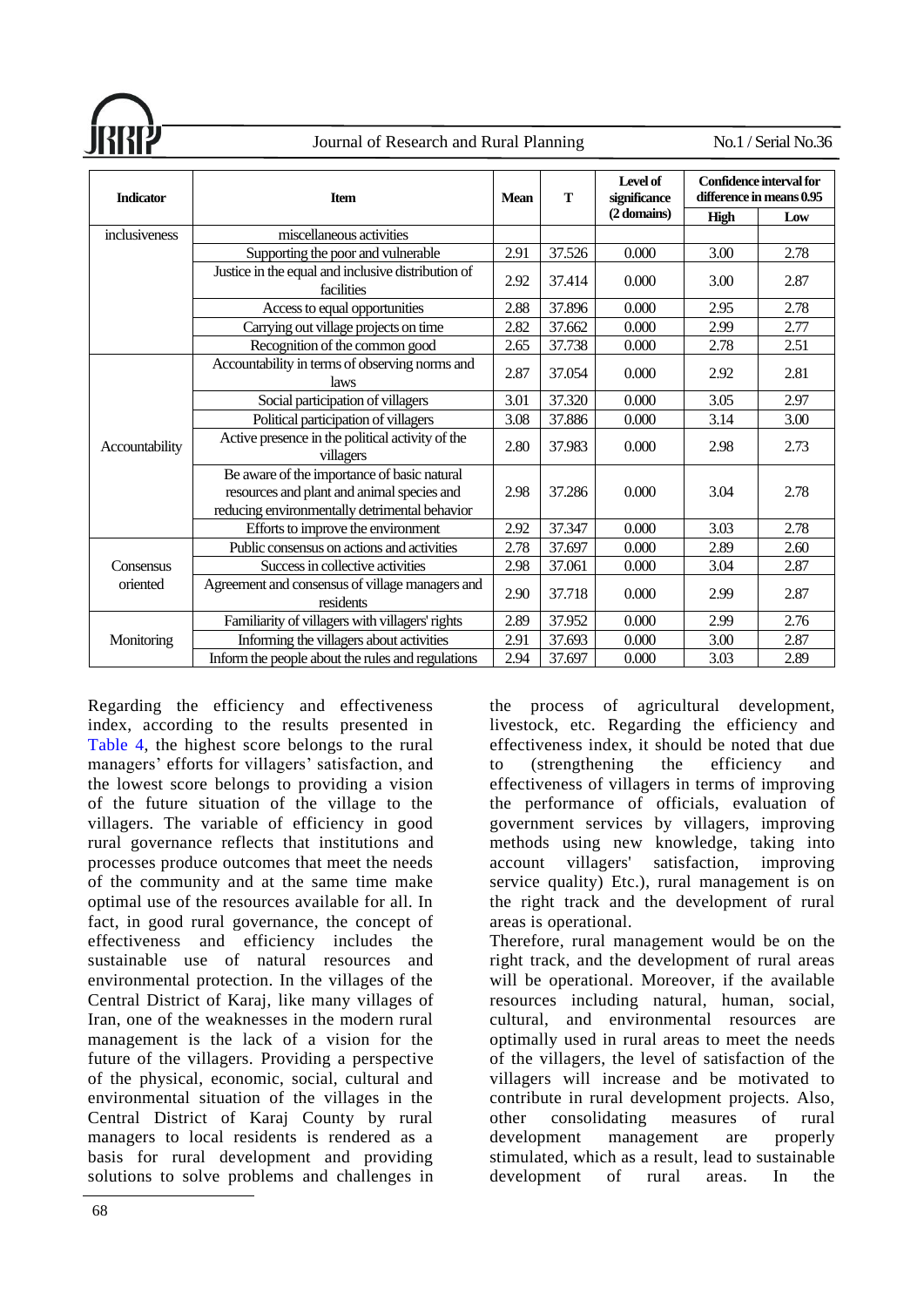| Indicator | Item | Mean | T | Level of significance (2 domains) | Confidence interval for difference in means 0.95 | |
|---|---|---|---|---|---|---|
| | | | | | High | Low |
| inclusiveness | miscellaneous activities | | | | | |
| | Supporting the poor and vulnerable | 2.91 | 37.526 | 0.000 | 3.00 | 2.78 |
| | Justice in the equal and inclusive distribution of facilities | 2.92 | 37.414 | 0.000 | 3.00 | 2.87 |
| | Access to equal opportunities | 2.88 | 37.896 | 0.000 | 2.95 | 2.78 |
| | Carrying out village projects on time | 2.82 | 37.662 | 0.000 | 2.99 | 2.77 |
| | Recognition of the common good | 2.65 | 37.738 | 0.000 | 2.78 | 2.51 |
| Accountability | Accountability in terms of observing norms and laws | 2.87 | 37.054 | 0.000 | 2.92 | 2.81 |
| | Social participation of villagers | 3.01 | 37.320 | 0.000 | 3.05 | 2.97 |
| | Political participation of villagers | 3.08 | 37.886 | 0.000 | 3.14 | 3.00 |
| | Active presence in the political activity of the villagers | 2.80 | 37.983 | 0.000 | 2.98 | 2.73 |
| | Be aware of the importance of basic natural resources and plant and animal species and reducing environmentally detrimental behavior | 2.98 | 37.286 | 0.000 | 3.04 | 2.78 |
| | Efforts to improve the environment | 2.92 | 37.347 | 0.000 | 3.03 | 2.78 |
| Consensus oriented | Public consensus on actions and activities | 2.78 | 37.697 | 0.000 | 2.89 | 2.60 |
| | Success in collective activities | 2.98 | 37.061 | 0.000 | 3.04 | 2.87 |
| | Agreement and consensus of village managers and residents | 2.90 | 37.718 | 0.000 | 2.99 | 2.87 |
| Monitoring | Familiarity of villagers with villagers' rights | 2.89 | 37.952 | 0.000 | 2.99 | 2.76 |
| | Informing the villagers about activities | 2.91 | 37.693 | 0.000 | 3.00 | 2.87 |
| | Inform the people about the rules and regulations | 2.94 | 37.697 | 0.000 | 3.03 | 2.89 |

Regarding the efficiency and effectiveness index, according to the results presented in Table 4, the highest score belongs to the rural managers' efforts for villagers' satisfaction, and the lowest score belongs to providing a vision of the future situation of the village to the villagers. The variable of efficiency in good rural governance reflects that institutions and processes produce outcomes that meet the needs of the community and at the same time make optimal use of the resources available for all. In fact, in good rural governance, the concept of effectiveness and efficiency includes the sustainable use of natural resources and environmental protection. In the villages of the Central District of Karaj, like many villages of Iran, one of the weaknesses in the modern rural management is the lack of a vision for the future of the villagers. Providing a perspective of the physical, economic, social, cultural and environmental situation of the villages in the Central District of Karaj County by rural managers to local residents is rendered as a basis for rural development and providing solutions to solve problems and challenges in the process of agricultural development, livestock, etc. Regarding the efficiency and effectiveness index, it should be noted that due to (strengthening the efficiency and effectiveness of villagers in terms of improving the performance of officials, evaluation of government services by villagers, improving methods using new knowledge, taking into account villagers' satisfaction, improving service quality) Etc.), rural management is on the right track and the development of rural areas is operational.

Therefore, rural management would be on the right track, and the development of rural areas will be operational. Moreover, if the available resources including natural, human, social, cultural, and environmental resources are optimally used in rural areas to meet the needs of the villagers, the level of satisfaction of the villagers will increase and be motivated to contribute in rural development projects. Also, other consolidating measures of rural development management are properly stimulated, which as a result, lead to sustainable development of rural areas. In the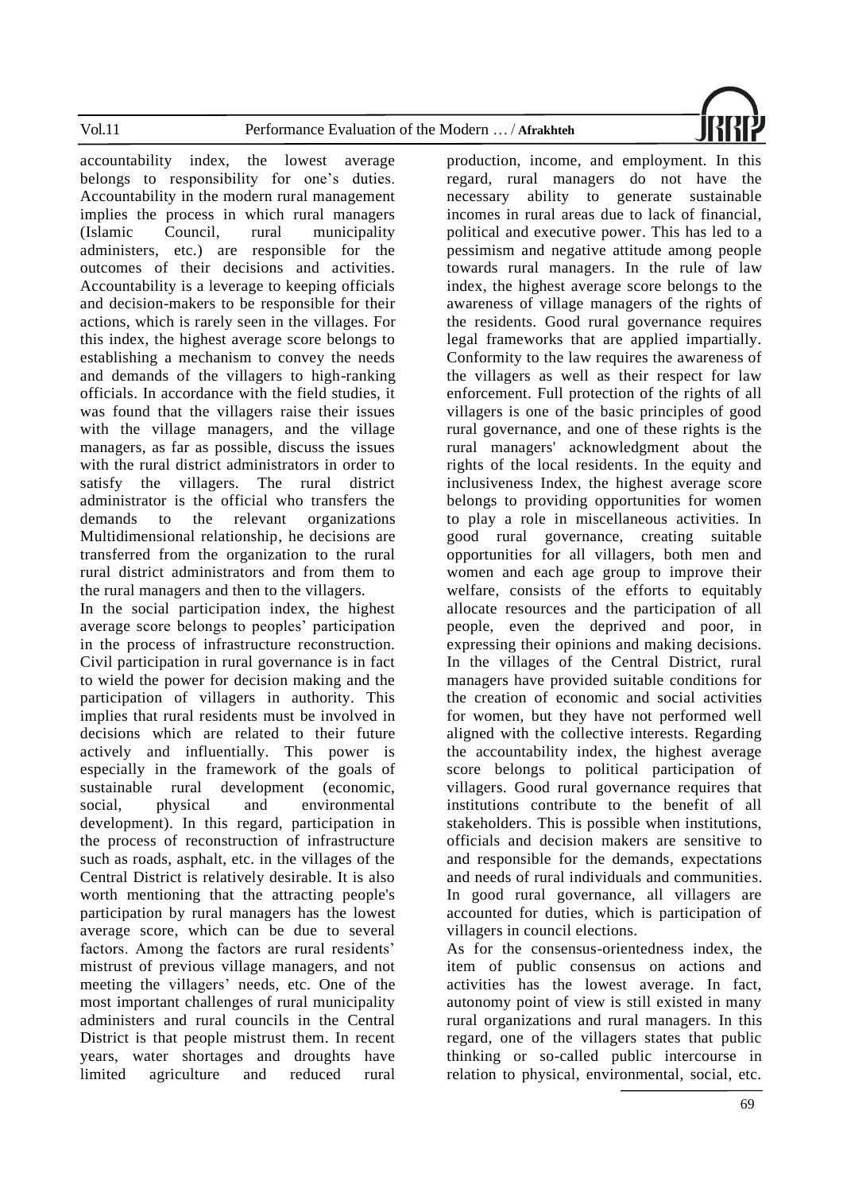accountability index, the lowest average belongs to responsibility for one's duties. Accountability in the modern rural management implies the process in which rural managers (Islamic Council, rural municipality administers, etc.) are responsible for the outcomes of their decisions and activities. Accountability is a leverage to keeping officials and decision-makers to be responsible for their actions, which is rarely seen in the villages. For this index, the highest average score belongs to establishing a mechanism to convey the needs and demands of the villagers to high-ranking officials. In accordance with the field studies, it was found that the villagers raise their issues with the village managers, and the village managers, as far as possible, discuss the issues with the rural district administrators in order to satisfy the villagers. The rural district administrator is the official who transfers the demands to the relevant organizations Multidimensional relationship, he decisions are transferred from the organization to the rural rural district administrators and from them to the rural managers and then to the villagers.

In the social participation index, the highest average score belongs to peoples' participation in the process of infrastructure reconstruction. Civil participation in rural governance is in fact to wield the power for decision making and the participation of villagers in authority. This implies that rural residents must be involved in decisions which are related to their future actively and influentially. This power is especially in the framework of the goals of sustainable rural development (economic, social, physical and environmental development). In this regard, participation in the process of reconstruction of infrastructure such as roads, asphalt, etc. in the villages of the Central District is relatively desirable. It is also worth mentioning that the attracting people's participation by rural managers has the lowest average score, which can be due to several factors. Among the factors are rural residents' mistrust of previous village managers, and not meeting the villagers' needs, etc. One of the most important challenges of rural municipality administers and rural councils in the Central District is that people mistrust them. In recent years, water shortages and droughts have limited agriculture and reduced rural production, income, and employment. In this regard, rural managers do not have the necessary ability to generate sustainable incomes in rural areas due to lack of financial, political and executive power. This has led to a pessimism and negative attitude among people towards rural managers. In the rule of law index, the highest average score belongs to the awareness of village managers of the rights of the residents. Good rural governance requires legal frameworks that are applied impartially. Conformity to the law requires the awareness of the villagers as well as their respect for law enforcement. Full protection of the rights of all villagers is one of the basic principles of good rural governance, and one of these rights is the rural managers' acknowledgment about the rights of the local residents. In the equity and inclusiveness Index, the highest average score belongs to providing opportunities for women to play a role in miscellaneous activities. In good rural governance, creating suitable opportunities for all villagers, both men and women and each age group to improve their welfare, consists of the efforts to equitably allocate resources and the participation of all people, even the deprived and poor, in expressing their opinions and making decisions. In the villages of the Central District, rural managers have provided suitable conditions for the creation of economic and social activities for women, but they have not performed well aligned with the collective interests. Regarding the accountability index, the highest average score belongs to political participation of villagers. Good rural governance requires that institutions contribute to the benefit of all stakeholders. This is possible when institutions, officials and decision makers are sensitive to and responsible for the demands, expectations and needs of rural individuals and communities. In good rural governance, all villagers are accounted for duties, which is participation of villagers in council elections.

As for the consensus-orientedness index, the item of public consensus on actions and activities has the lowest average. In fact, autonomy point of view is still existed in many rural organizations and rural managers. In this regard, one of the villagers states that public thinking or so-called public intercourse in relation to physical, environmental, social, etc.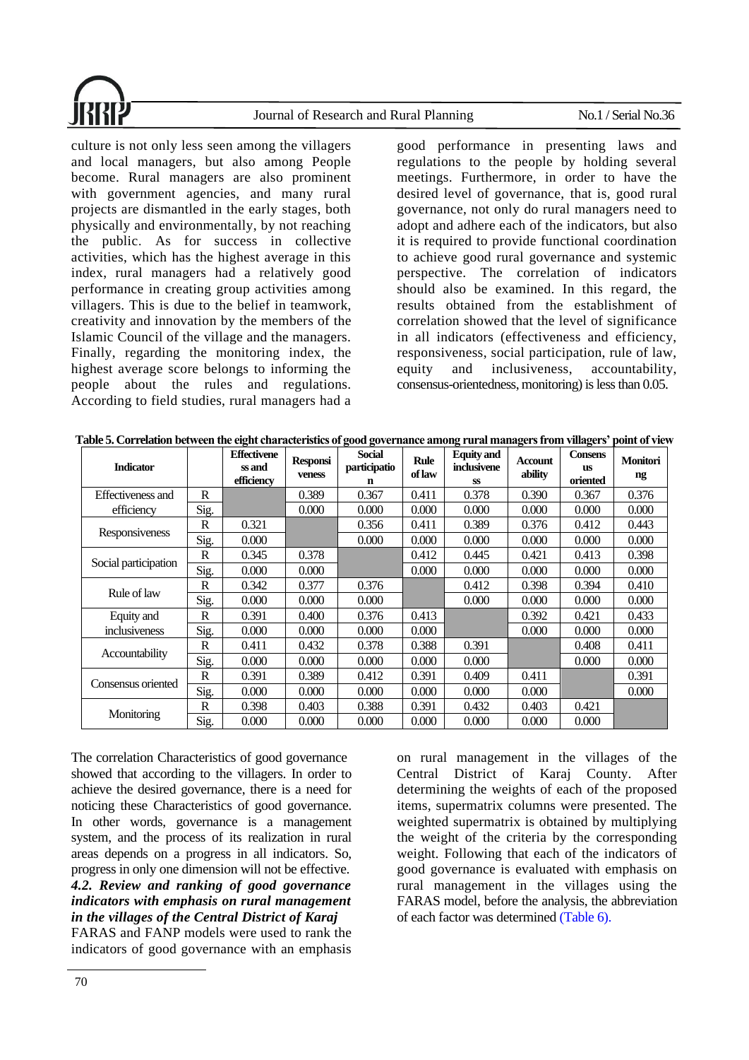culture is not only less seen among the villagers and local managers, but also among People become. Rural managers are also prominent with government agencies, and many rural projects are dismantled in the early stages, both physically and environmentally, by not reaching the public. As for success in collective activities, which has the highest average in this index, rural managers had a relatively good performance in creating group activities among villagers. This is due to the belief in teamwork, creativity and innovation by the members of the Islamic Council of the village and the managers. Finally, regarding the monitoring index, the highest average score belongs to informing the people about the rules and regulations. According to field studies, rural managers had a good performance in presenting laws and regulations to the people by holding several meetings. Furthermore, in order to have the desired level of governance, that is, good rural governance, not only do rural managers need to adopt and adhere each of the indicators, but also it is required to provide functional coordination to achieve good rural governance and systemic perspective. The correlation of indicators should also be examined. In this regard, the results obtained from the establishment of correlation showed that the level of significance in all indicators (effectiveness and efficiency, responsiveness, social participation, rule of law, equity and inclusiveness, accountability, consensus-orientedness, monitoring) is less than 0.05.

**Table 5. Correlation between the eight characteristics of good governance among rural managers from villagers' point of view**

| Indicator | | Effectiveness and efficiency | Responsiveness | Social participation | Rule of law | Equity and inclusiveness | Accountability | Consensus oriented | Monitoring |
|---|---|---|---|---|---|---|---|---|---|
| Effectiveness and efficiency | R | | 0.389 | 0.367 | 0.411 | 0.378 | 0.390 | 0.367 | 0.376 |
| | Sig. | | 0.000 | 0.000 | 0.000 | 0.000 | 0.000 | 0.000 | 0.000 |
| Responsiveness | R | 0.321 | | 0.356 | 0.411 | 0.389 | 0.376 | 0.412 | 0.443 |
| | Sig. | 0.000 | | 0.000 | 0.000 | 0.000 | 0.000 | 0.000 | 0.000 |
| Social participation | R | 0.345 | 0.378 | | 0.412 | 0.445 | 0.421 | 0.413 | 0.398 |
| | Sig. | 0.000 | 0.000 | | 0.000 | 0.000 | 0.000 | 0.000 | 0.000 |
| Rule of law | R | 0.342 | 0.377 | 0.376 | | 0.412 | 0.398 | 0.394 | 0.410 |
| | Sig. | 0.000 | 0.000 | 0.000 | | 0.000 | 0.000 | 0.000 | 0.000 |
| Equity and inclusiveness | R | 0.391 | 0.400 | 0.376 | 0.413 | | 0.392 | 0.421 | 0.433 |
| | Sig. | 0.000 | 0.000 | 0.000 | 0.000 | | 0.000 | 0.000 | 0.000 |
| Accountability | R | 0.411 | 0.432 | 0.378 | 0.388 | 0.391 | | 0.408 | 0.411 |
| | Sig. | 0.000 | 0.000 | 0.000 | 0.000 | 0.000 | | 0.000 | 0.000 |
| Consensus oriented | R | 0.391 | 0.389 | 0.412 | 0.391 | 0.409 | 0.411 | | 0.391 |
| | Sig. | 0.000 | 0.000 | 0.000 | 0.000 | 0.000 | 0.000 | | 0.000 |
| Monitoring | R | 0.398 | 0.403 | 0.388 | 0.391 | 0.432 | 0.403 | 0.421 | |
| | Sig. | 0.000 | 0.000 | 0.000 | 0.000 | 0.000 | 0.000 | 0.000 | |

The correlation Characteristics of good governance showed that according to the villagers. In order to achieve the desired governance, there is a need for noticing these Characteristics of good governance. In other words, governance is a management system, and the process of its realization in rural areas depends on a progress in all indicators. So, progress in only one dimension will not be effective.

### *4.2. Review and ranking of good governance indicators with emphasis on rural management in the villages of the Central District of Karaj*

FARAS and FANP models were used to rank the indicators of good governance with an emphasis on rural management in the villages of the Central District of Karaj County. After determining the weights of each of the proposed items, supermatrix columns were presented. The weighted supermatrix is obtained by multiplying the weight of the criteria by the corresponding weight. Following that each of the indicators of good governance is evaluated with emphasis on rural management in the villages using the FARAS model, before the analysis, the abbreviation of each factor was determined (Table 6).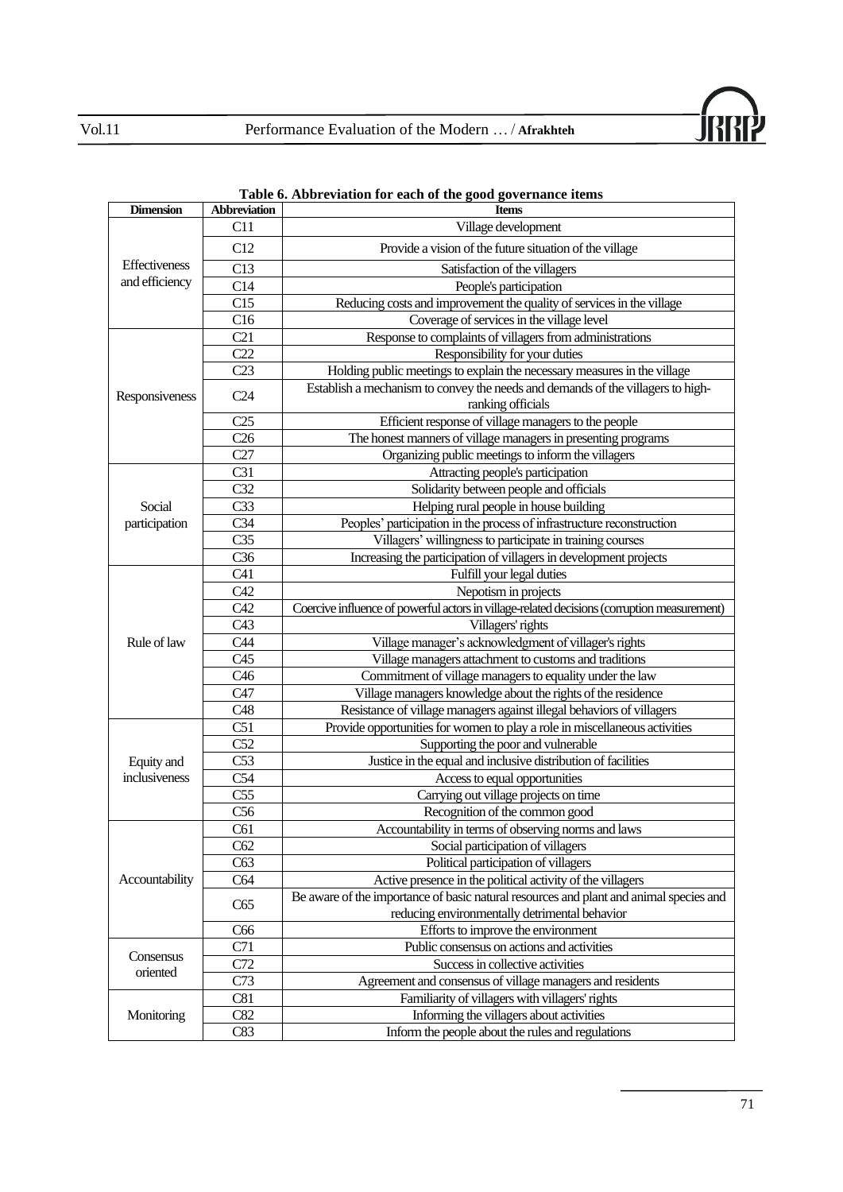**Table 6. Abbreviation for each of the good governance items**

| Dimension | Abbreviation | Items |
|---|---|---|
| Effectiveness and efficiency | C11 | Village development |
| | C12 | Provide a vision of the future situation of the village |
| | C13 | Satisfaction of the villagers |
| | C14 | People's participation |
| | C15 | Reducing costs and improvement the quality of services in the village |
| | C16 | Coverage of services in the village level |
| Responsiveness | C21 | Response to complaints of villagers from administrations |
| | C22 | Responsibility for your duties |
| | C23 | Holding public meetings to explain the necessary measures in the village |
| | C24 | Establish a mechanism to convey the needs and demands of the villagers to high-ranking officials |
| | C25 | Efficient response of village managers to the people |
| | C26 | The honest manners of village managers in presenting programs |
| | C27 | Organizing public meetings to inform the villagers |
| Social participation | C31 | Attracting people's participation |
| | C32 | Solidarity between people and officials |
| | C33 | Helping rural people in house building |
| | C34 | Peoples' participation in the process of infrastructure reconstruction |
| | C35 | Villagers' willingness to participate in training courses |
| | C36 | Increasing the participation of villagers in development projects |
| Rule of law | C41 | Fulfill your legal duties |
| | C42 | Nepotism in projects |
| | C42 | Coercive influence of powerful actors in village-related decisions (corruption measurement) |
| | C43 | Villagers' rights |
| | C44 | Village manager's acknowledgment of villager's rights |
| | C45 | Village managers attachment to customs and traditions |
| | C46 | Commitment of village managers to equality under the law |
| | C47 | Village managers knowledge about the rights of the residence |
| | C48 | Resistance of village managers against illegal behaviors of villagers |
| Equity and inclusiveness | C51 | Provide opportunities for women to play a role in miscellaneous activities |
| | C52 | Supporting the poor and vulnerable |
| | C53 | Justice in the equal and inclusive distribution of facilities |
| | C54 | Access to equal opportunities |
| | C55 | Carrying out village projects on time |
| | C56 | Recognition of the common good |
| Accountability | C61 | Accountability in terms of observing norms and laws |
| | C62 | Social participation of villagers |
| | C63 | Political participation of villagers |
| | C64 | Active presence in the political activity of the villagers |
| | C65 | Be aware of the importance of basic natural resources and plant and animal species and reducing environmentally detrimental behavior |
| | C66 | Efforts to improve the environment |
| Consensus oriented | C71 | Public consensus on actions and activities |
| | C72 | Success in collective activities |
| | C73 | Agreement and consensus of village managers and residents |
| Monitoring | C81 | Familiarity of villagers with villagers' rights |
| | C82 | Informing the villagers about activities |
| | C83 | Inform the people about the rules and regulations |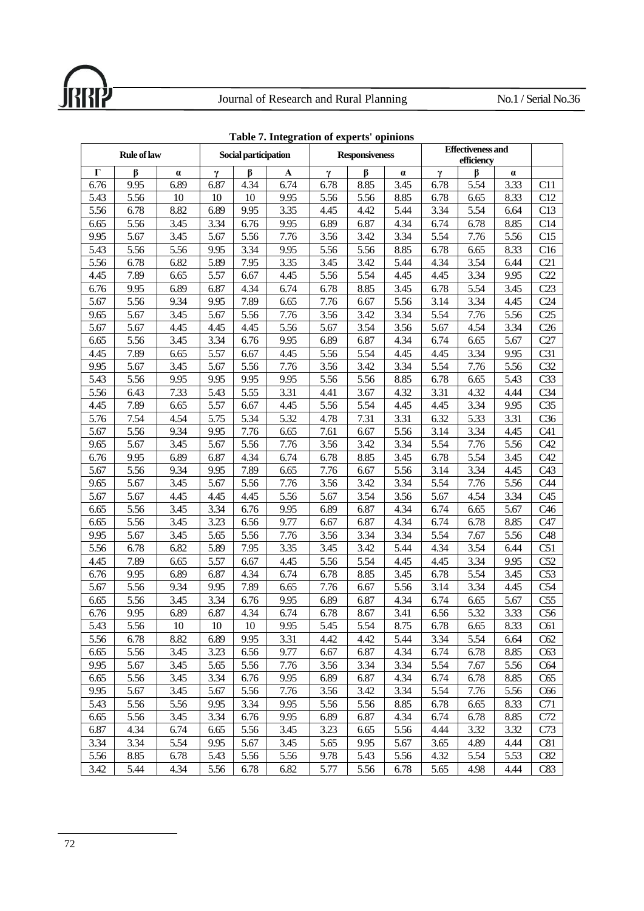**Table 7. Integration of experts' opinions**

| Rule of law | | | Social participation | | | Responsiveness | | | Effectiveness and efficiency | | | |
|---|---|---|---|---|---|---|---|---|---|---|---|---|
| Γ | β | α | γ | β | Α | γ | β | α | γ | β | α | |
| 6.76 | 9.95 | 6.89 | 6.87 | 4.34 | 6.74 | 6.78 | 8.85 | 3.45 | 6.78 | 5.54 | 3.33 | C11 |
| 5.43 | 5.56 | 10 | 10 | 10 | 9.95 | 5.56 | 5.56 | 8.85 | 6.78 | 6.65 | 8.33 | C12 |
| 5.56 | 6.78 | 8.82 | 6.89 | 9.95 | 3.35 | 4.45 | 4.42 | 5.44 | 3.34 | 5.54 | 6.64 | C13 |
| 6.65 | 5.56 | 3.45 | 3.34 | 6.76 | 9.95 | 6.89 | 6.87 | 4.34 | 6.74 | 6.78 | 8.85 | C14 |
| 9.95 | 5.67 | 3.45 | 5.67 | 5.56 | 7.76 | 3.56 | 3.42 | 3.34 | 5.54 | 7.76 | 5.56 | C15 |
| 5.43 | 5.56 | 5.56 | 9.95 | 3.34 | 9.95 | 5.56 | 5.56 | 8.85 | 6.78 | 6.65 | 8.33 | C16 |
| 5.56 | 6.78 | 6.82 | 5.89 | 7.95 | 3.35 | 3.45 | 3.42 | 5.44 | 4.34 | 3.54 | 6.44 | C21 |
| 4.45 | 7.89 | 6.65 | 5.57 | 6.67 | 4.45 | 5.56 | 5.54 | 4.45 | 4.45 | 3.34 | 9.95 | C22 |
| 6.76 | 9.95 | 6.89 | 6.87 | 4.34 | 6.74 | 6.78 | 8.85 | 3.45 | 6.78 | 5.54 | 3.45 | C23 |
| 5.67 | 5.56 | 9.34 | 9.95 | 7.89 | 6.65 | 7.76 | 6.67 | 5.56 | 3.14 | 3.34 | 4.45 | C24 |
| 9.65 | 5.67 | 3.45 | 5.67 | 5.56 | 7.76 | 3.56 | 3.42 | 3.34 | 5.54 | 7.76 | 5.56 | C25 |
| 5.67 | 5.67 | 4.45 | 4.45 | 4.45 | 5.56 | 5.67 | 3.54 | 3.56 | 5.67 | 4.54 | 3.34 | C26 |
| 6.65 | 5.56 | 3.45 | 3.34 | 6.76 | 9.95 | 6.89 | 6.87 | 4.34 | 6.74 | 6.65 | 5.67 | C27 |
| 4.45 | 7.89 | 6.65 | 5.57 | 6.67 | 4.45 | 5.56 | 5.54 | 4.45 | 4.45 | 3.34 | 9.95 | C31 |
| 9.95 | 5.67 | 3.45 | 5.67 | 5.56 | 7.76 | 3.56 | 3.42 | 3.34 | 5.54 | 7.76 | 5.56 | C32 |
| 5.43 | 5.56 | 9.95 | 9.95 | 9.95 | 9.95 | 5.56 | 5.56 | 8.85 | 6.78 | 6.65 | 5.43 | C33 |
| 5.56 | 6.43 | 7.33 | 5.43 | 5.55 | 3.31 | 4.41 | 3.67 | 4.32 | 3.31 | 4.32 | 4.44 | C34 |
| 4.45 | 7.89 | 6.65 | 5.57 | 6.67 | 4.45 | 5.56 | 5.54 | 4.45 | 4.45 | 3.34 | 9.95 | C35 |
| 5.76 | 7.54 | 4.54 | 5.75 | 5.34 | 5.32 | 4.78 | 7.31 | 3.31 | 6.32 | 5.33 | 3.31 | C36 |
| 5.67 | 5.56 | 9.34 | 9.95 | 7.76 | 6.65 | 7.61 | 6.67 | 5.56 | 3.14 | 3.34 | 4.45 | C41 |
| 9.65 | 5.67 | 3.45 | 5.67 | 5.56 | 7.76 | 3.56 | 3.42 | 3.34 | 5.54 | 7.76 | 5.56 | C42 |
| 6.76 | 9.95 | 6.89 | 6.87 | 4.34 | 6.74 | 6.78 | 8.85 | 3.45 | 6.78 | 5.54 | 3.45 | C42 |
| 5.67 | 5.56 | 9.34 | 9.95 | 7.89 | 6.65 | 7.76 | 6.67 | 5.56 | 3.14 | 3.34 | 4.45 | C43 |
| 9.65 | 5.67 | 3.45 | 5.67 | 5.56 | 7.76 | 3.56 | 3.42 | 3.34 | 5.54 | 7.76 | 5.56 | C44 |
| 5.67 | 5.67 | 4.45 | 4.45 | 4.45 | 5.56 | 5.67 | 3.54 | 3.56 | 5.67 | 4.54 | 3.34 | C45 |
| 6.65 | 5.56 | 3.45 | 3.34 | 6.76 | 9.95 | 6.89 | 6.87 | 4.34 | 6.74 | 6.65 | 5.67 | C46 |
| 6.65 | 5.56 | 3.45 | 3.23 | 6.56 | 9.77 | 6.67 | 6.87 | 4.34 | 6.74 | 6.78 | 8.85 | C47 |
| 9.95 | 5.67 | 3.45 | 5.65 | 5.56 | 7.76 | 3.56 | 3.34 | 3.34 | 5.54 | 7.67 | 5.56 | C48 |
| 5.56 | 6.78 | 6.82 | 5.89 | 7.95 | 3.35 | 3.45 | 3.42 | 5.44 | 4.34 | 3.54 | 6.44 | C51 |
| 4.45 | 7.89 | 6.65 | 5.57 | 6.67 | 4.45 | 5.56 | 5.54 | 4.45 | 4.45 | 3.34 | 9.95 | C52 |
| 6.76 | 9.95 | 6.89 | 6.87 | 4.34 | 6.74 | 6.78 | 8.85 | 3.45 | 6.78 | 5.54 | 3.45 | C53 |
| 5.67 | 5.56 | 9.34 | 9.95 | 7.89 | 6.65 | 7.76 | 6.67 | 5.56 | 3.14 | 3.34 | 4.45 | C54 |
| 6.65 | 5.56 | 3.45 | 3.34 | 6.76 | 9.95 | 6.89 | 6.87 | 4.34 | 6.74 | 6.65 | 5.67 | C55 |
| 6.76 | 9.95 | 6.89 | 6.87 | 4.34 | 6.74 | 6.78 | 8.67 | 3.41 | 6.56 | 5.32 | 3.33 | C56 |
| 5.43 | 5.56 | 10 | 10 | 10 | 9.95 | 5.45 | 5.54 | 8.75 | 6.78 | 6.65 | 8.33 | C61 |
| 5.56 | 6.78 | 8.82 | 6.89 | 9.95 | 3.31 | 4.42 | 4.42 | 5.44 | 3.34 | 5.54 | 6.64 | C62 |
| 6.65 | 5.56 | 3.45 | 3.23 | 6.56 | 9.77 | 6.67 | 6.87 | 4.34 | 6.74 | 6.78 | 8.85 | C63 |
| 9.95 | 5.67 | 3.45 | 5.65 | 5.56 | 7.76 | 3.56 | 3.34 | 3.34 | 5.54 | 7.67 | 5.56 | C64 |
| 6.65 | 5.56 | 3.45 | 3.34 | 6.76 | 9.95 | 6.89 | 6.87 | 4.34 | 6.74 | 6.78 | 8.85 | C65 |
| 9.95 | 5.67 | 3.45 | 5.67 | 5.56 | 7.76 | 3.56 | 3.42 | 3.34 | 5.54 | 7.76 | 5.56 | C66 |
| 5.43 | 5.56 | 5.56 | 9.95 | 3.34 | 9.95 | 5.56 | 5.56 | 8.85 | 6.78 | 6.65 | 8.33 | C71 |
| 6.65 | 5.56 | 3.45 | 3.34 | 6.76 | 9.95 | 6.89 | 6.87 | 4.34 | 6.74 | 6.78 | 8.85 | C72 |
| 6.87 | 4.34 | 6.74 | 6.65 | 5.56 | 3.45 | 3.23 | 6.65 | 5.56 | 4.44 | 3.32 | 3.32 | C73 |
| 3.34 | 3.34 | 5.54 | 9.95 | 5.67 | 3.45 | 5.65 | 9.95 | 5.67 | 3.65 | 4.89 | 4.44 | C81 |
| 5.56 | 8.85 | 6.78 | 5.43 | 5.56 | 5.56 | 9.78 | 5.43 | 5.56 | 4.32 | 5.54 | 5.53 | C82 |
| 3.42 | 5.44 | 4.34 | 5.56 | 6.78 | 6.82 | 5.77 | 5.56 | 6.78 | 5.65 | 4.98 | 4.44 | C83 |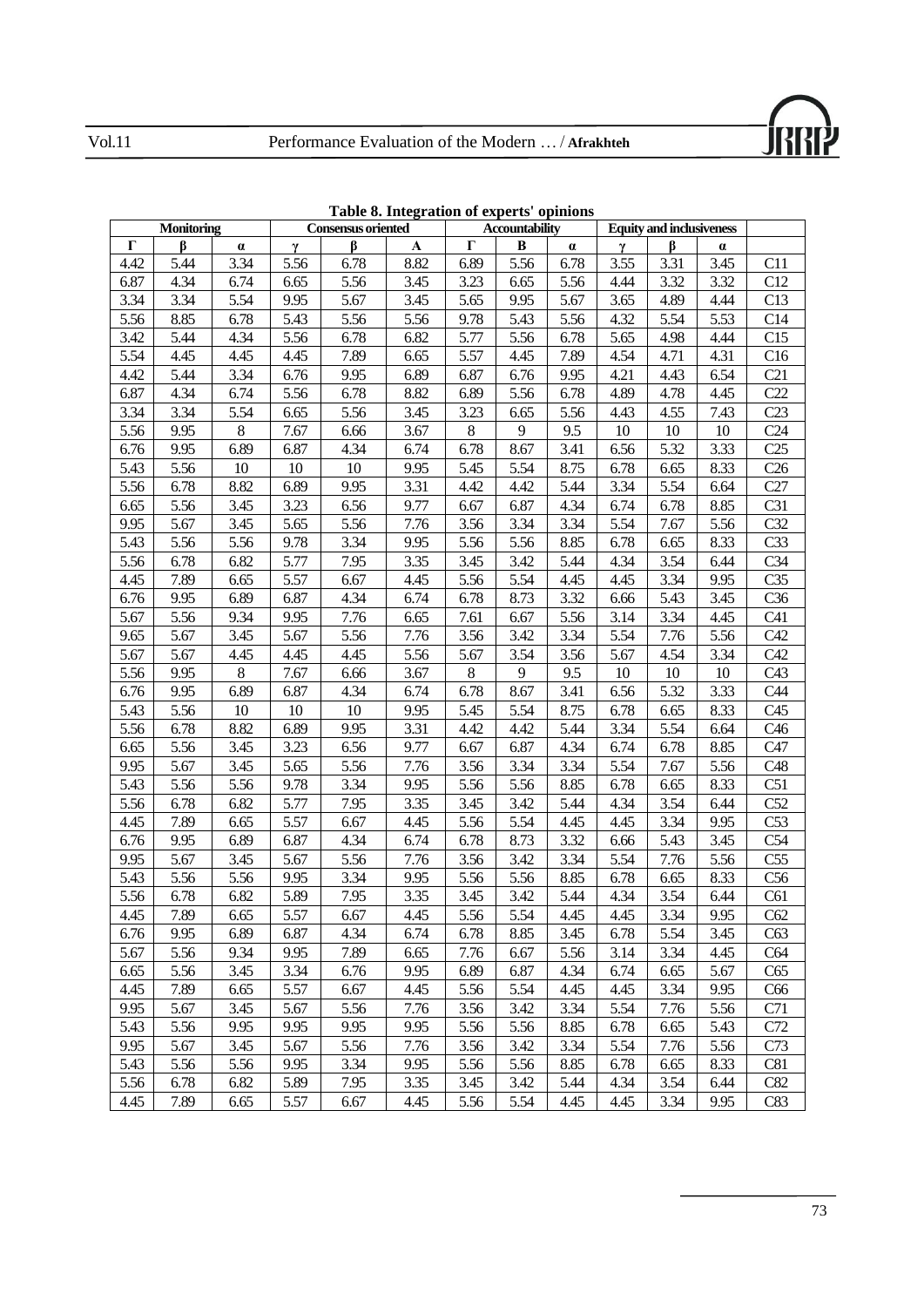**Table 8. Integration of experts' opinions**

| Monitoring | | | Consensus oriented | | | Accountability | | | Equity and inclusiveness | | | |
|---|---|---|---|---|---|---|---|---|---|---|---|---|
| Γ | β | α | γ | β | Α | Γ | Β | α | γ | β | α | |
| 4.42 | 5.44 | 3.34 | 5.56 | 6.78 | 8.82 | 6.89 | 5.56 | 6.78 | 3.55 | 3.31 | 3.45 | C11 |
| 6.87 | 4.34 | 6.74 | 6.65 | 5.56 | 3.45 | 3.23 | 6.65 | 5.56 | 4.44 | 3.32 | 3.32 | C12 |
| 3.34 | 3.34 | 5.54 | 9.95 | 5.67 | 3.45 | 5.65 | 9.95 | 5.67 | 3.65 | 4.89 | 4.44 | C13 |
| 5.56 | 8.85 | 6.78 | 5.43 | 5.56 | 5.56 | 9.78 | 5.43 | 5.56 | 4.32 | 5.54 | 5.53 | C14 |
| 3.42 | 5.44 | 4.34 | 5.56 | 6.78 | 6.82 | 5.77 | 5.56 | 6.78 | 5.65 | 4.98 | 4.44 | C15 |
| 5.54 | 4.45 | 4.45 | 4.45 | 7.89 | 6.65 | 5.57 | 4.45 | 7.89 | 4.54 | 4.71 | 4.31 | C16 |
| 4.42 | 5.44 | 3.34 | 6.76 | 9.95 | 6.89 | 6.87 | 6.76 | 9.95 | 4.21 | 4.43 | 6.54 | C21 |
| 6.87 | 4.34 | 6.74 | 5.56 | 6.78 | 8.82 | 6.89 | 5.56 | 6.78 | 4.89 | 4.78 | 4.45 | C22 |
| 3.34 | 3.34 | 5.54 | 6.65 | 5.56 | 3.45 | 3.23 | 6.65 | 5.56 | 4.43 | 4.55 | 7.43 | C23 |
| 5.56 | 9.95 | 8 | 7.67 | 6.66 | 3.67 | 8 | 9 | 9.5 | 10 | 10 | 10 | C24 |
| 6.76 | 9.95 | 6.89 | 6.87 | 4.34 | 6.74 | 6.78 | 8.67 | 3.41 | 6.56 | 5.32 | 3.33 | C25 |
| 5.43 | 5.56 | 10 | 10 | 10 | 9.95 | 5.45 | 5.54 | 8.75 | 6.78 | 6.65 | 8.33 | C26 |
| 5.56 | 6.78 | 8.82 | 6.89 | 9.95 | 3.31 | 4.42 | 4.42 | 5.44 | 3.34 | 5.54 | 6.64 | C27 |
| 6.65 | 5.56 | 3.45 | 3.23 | 6.56 | 9.77 | 6.67 | 6.87 | 4.34 | 6.74 | 6.78 | 8.85 | C31 |
| 9.95 | 5.67 | 3.45 | 5.65 | 5.56 | 7.76 | 3.56 | 3.34 | 3.34 | 5.54 | 7.67 | 5.56 | C32 |
| 5.43 | 5.56 | 5.56 | 9.78 | 3.34 | 9.95 | 5.56 | 5.56 | 8.85 | 6.78 | 6.65 | 8.33 | C33 |
| 5.56 | 6.78 | 6.82 | 5.77 | 7.95 | 3.35 | 3.45 | 3.42 | 5.44 | 4.34 | 3.54 | 6.44 | C34 |
| 4.45 | 7.89 | 6.65 | 5.57 | 6.67 | 4.45 | 5.56 | 5.54 | 4.45 | 4.45 | 3.34 | 9.95 | C35 |
| 6.76 | 9.95 | 6.89 | 6.87 | 4.34 | 6.74 | 6.78 | 8.73 | 3.32 | 6.66 | 5.43 | 3.45 | C36 |
| 5.67 | 5.56 | 9.34 | 9.95 | 7.76 | 6.65 | 7.61 | 6.67 | 5.56 | 3.14 | 3.34 | 4.45 | C41 |
| 9.65 | 5.67 | 3.45 | 5.67 | 5.56 | 7.76 | 3.56 | 3.42 | 3.34 | 5.54 | 7.76 | 5.56 | C42 |
| 5.67 | 5.67 | 4.45 | 4.45 | 4.45 | 5.56 | 5.67 | 3.54 | 3.56 | 5.67 | 4.54 | 3.34 | C42 |
| 5.56 | 9.95 | 8 | 7.67 | 6.66 | 3.67 | 8 | 9 | 9.5 | 10 | 10 | 10 | C43 |
| 6.76 | 9.95 | 6.89 | 6.87 | 4.34 | 6.74 | 6.78 | 8.67 | 3.41 | 6.56 | 5.32 | 3.33 | C44 |
| 5.43 | 5.56 | 10 | 10 | 10 | 9.95 | 5.45 | 5.54 | 8.75 | 6.78 | 6.65 | 8.33 | C45 |
| 5.56 | 6.78 | 8.82 | 6.89 | 9.95 | 3.31 | 4.42 | 4.42 | 5.44 | 3.34 | 5.54 | 6.64 | C46 |
| 6.65 | 5.56 | 3.45 | 3.23 | 6.56 | 9.77 | 6.67 | 6.87 | 4.34 | 6.74 | 6.78 | 8.85 | C47 |
| 9.95 | 5.67 | 3.45 | 5.65 | 5.56 | 7.76 | 3.56 | 3.34 | 3.34 | 5.54 | 7.67 | 5.56 | C48 |
| 5.43 | 5.56 | 5.56 | 9.78 | 3.34 | 9.95 | 5.56 | 5.56 | 8.85 | 6.78 | 6.65 | 8.33 | C51 |
| 5.56 | 6.78 | 6.82 | 5.77 | 7.95 | 3.35 | 3.45 | 3.42 | 5.44 | 4.34 | 3.54 | 6.44 | C52 |
| 4.45 | 7.89 | 6.65 | 5.57 | 6.67 | 4.45 | 5.56 | 5.54 | 4.45 | 4.45 | 3.34 | 9.95 | C53 |
| 6.76 | 9.95 | 6.89 | 6.87 | 4.34 | 6.74 | 6.78 | 8.73 | 3.32 | 6.66 | 5.43 | 3.45 | C54 |
| 9.95 | 5.67 | 3.45 | 5.67 | 5.56 | 7.76 | 3.56 | 3.42 | 3.34 | 5.54 | 7.76 | 5.56 | C55 |
| 5.43 | 5.56 | 5.56 | 9.95 | 3.34 | 9.95 | 5.56 | 5.56 | 8.85 | 6.78 | 6.65 | 8.33 | C56 |
| 5.56 | 6.78 | 6.82 | 5.89 | 7.95 | 3.35 | 3.45 | 3.42 | 5.44 | 4.34 | 3.54 | 6.44 | C61 |
| 4.45 | 7.89 | 6.65 | 5.57 | 6.67 | 4.45 | 5.56 | 5.54 | 4.45 | 4.45 | 3.34 | 9.95 | C62 |
| 6.76 | 9.95 | 6.89 | 6.87 | 4.34 | 6.74 | 6.78 | 8.85 | 3.45 | 6.78 | 5.54 | 3.45 | C63 |
| 5.67 | 5.56 | 9.34 | 9.95 | 7.89 | 6.65 | 7.76 | 6.67 | 5.56 | 3.14 | 3.34 | 4.45 | C64 |
| 6.65 | 5.56 | 3.45 | 3.34 | 6.76 | 9.95 | 6.89 | 6.87 | 4.34 | 6.74 | 6.65 | 5.67 | C65 |
| 4.45 | 7.89 | 6.65 | 5.57 | 6.67 | 4.45 | 5.56 | 5.54 | 4.45 | 4.45 | 3.34 | 9.95 | C66 |
| 9.95 | 5.67 | 3.45 | 5.67 | 5.56 | 7.76 | 3.56 | 3.42 | 3.34 | 5.54 | 7.76 | 5.56 | C71 |
| 5.43 | 5.56 | 9.95 | 9.95 | 9.95 | 9.95 | 5.56 | 5.56 | 8.85 | 6.78 | 6.65 | 5.43 | C72 |
| 9.95 | 5.67 | 3.45 | 5.67 | 5.56 | 7.76 | 3.56 | 3.42 | 3.34 | 5.54 | 7.76 | 5.56 | C73 |
| 5.43 | 5.56 | 5.56 | 9.95 | 3.34 | 9.95 | 5.56 | 5.56 | 8.85 | 6.78 | 6.65 | 8.33 | C81 |
| 5.56 | 6.78 | 6.82 | 5.89 | 7.95 | 3.35 | 3.45 | 3.42 | 5.44 | 4.34 | 3.54 | 6.44 | C82 |
| 4.45 | 7.89 | 6.65 | 5.57 | 6.67 | 4.45 | 5.56 | 5.54 | 4.45 | 4.45 | 3.34 | 9.95 | C83 |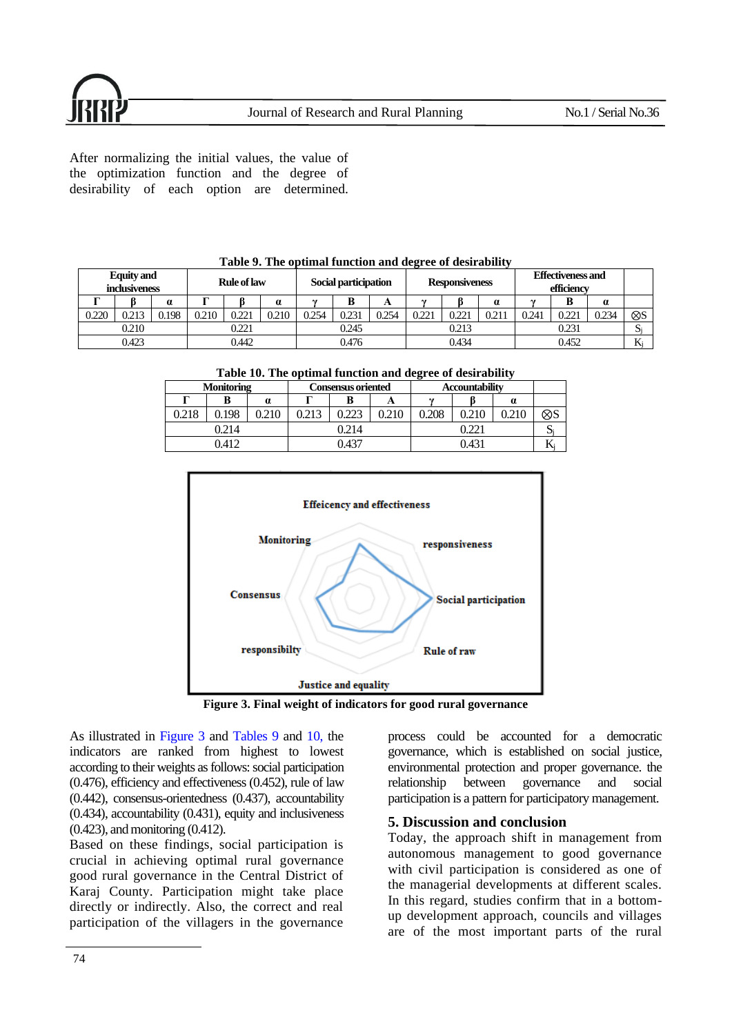After normalizing the initial values, the value of the optimization function and the degree of desirability of each option are determined.

**Table 9. The optimal function and degree of desirability**

| Equity and inclusiveness | | | Rule of law | | | Social participation | | | Responsiveness | | | Effectiveness and efficiency | | | |
|---|---|---|---|---|---|---|---|---|---|---|---|---|---|---|---|
| Γ | β | α | Γ | β | α | γ | B | A | γ | β | α | γ | B | α | |
| 0.220 | 0.213 | 0.198 | 0.210 | 0.221 | 0.210 | 0.254 | 0.231 | 0.254 | 0.221 | 0.221 | 0.211 | 0.241 | 0.221 | 0.234 | ⊗S |
| 0.210 | | | 0.221 | | | 0.245 | | | 0.213 | | | 0.231 | | | $S_j$ |
| 0.423 | | | 0.442 | | | 0.476 | | | 0.434 | | | 0.452 | | | $K_j$ |

**Table 10. The optimal function and degree of desirability**

| Monitoring | | | Consensus oriented | | | Accountability | | | |
|---|---|---|---|---|---|---|---|---|---|
| Γ | B | α | Γ | B | A | γ | β | α | |
| 0.218 | 0.198 | 0.210 | 0.213 | 0.223 | 0.210 | 0.208 | 0.210 | 0.210 | ⊗S |
| 0.214 | | | 0.214 | | | 0.221 | | | $S_j$ |
| 0.412 | | | 0.437 | | | 0.431 | | | $K_j$ |

**Figure 3. Final weight of indicators for good rural governance**

As illustrated in Figure 3 and Tables 9 and 10, the indicators are ranked from highest to lowest according to their weights as follows: social participation (0.476), efficiency and effectiveness (0.452), rule of law (0.442), consensus-orientedness (0.437), accountability (0.434), accountability (0.431), equity and inclusiveness (0.423), and monitoring (0.412).

Based on these findings, social participation is crucial in achieving optimal rural governance good rural governance in the Central District of Karaj County. Participation might take place directly or indirectly. Also, the correct and real participation of the villagers in the governance process could be accounted for a democratic governance, which is established on social justice, environmental protection and proper governance. the relationship between governance and social participation is a pattern for participatory management.

## 5. Discussion and conclusion

Today, the approach shift in management from autonomous management to good governance with civil participation is considered as one of the managerial developments at different scales. In this regard, studies confirm that in a bottom-up development approach, councils and villages are of the most important parts of the rural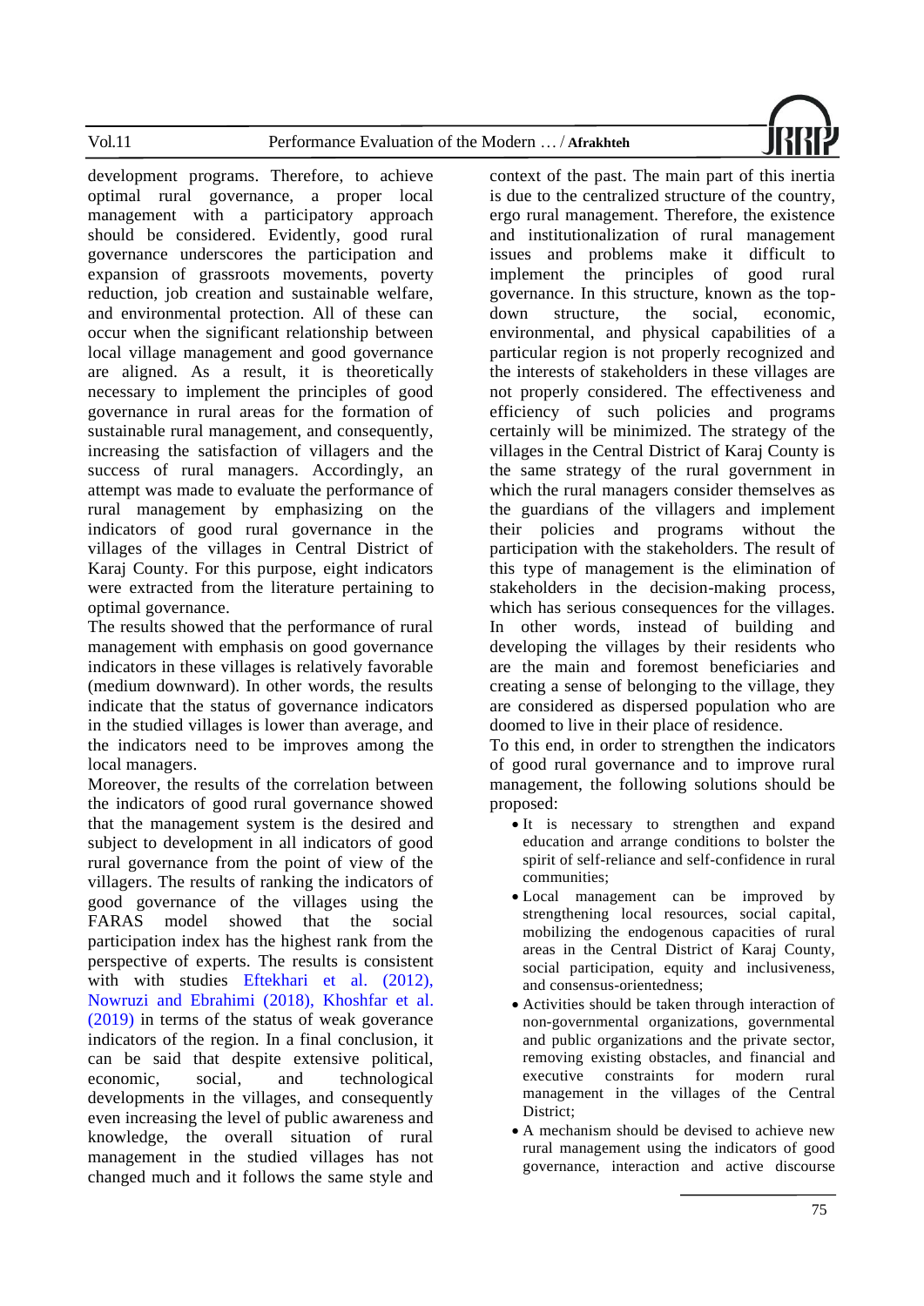development programs. Therefore, to achieve optimal rural governance, a proper local management with a participatory approach should be considered. Evidently, good rural governance underscores the participation and expansion of grassroots movements, poverty reduction, job creation and sustainable welfare, and environmental protection. All of these can occur when the significant relationship between local village management and good governance are aligned. As a result, it is theoretically necessary to implement the principles of good governance in rural areas for the formation of sustainable rural management, and consequently, increasing the satisfaction of villagers and the success of rural managers. Accordingly, an attempt was made to evaluate the performance of rural management by emphasizing on the indicators of good rural governance in the villages of the villages in Central District of Karaj County. For this purpose, eight indicators were extracted from the literature pertaining to optimal governance.

The results showed that the performance of rural management with emphasis on good governance indicators in these villages is relatively favorable (medium downward). In other words, the results indicate that the status of governance indicators in the studied villages is lower than average, and the indicators need to be improves among the local managers.

Moreover, the results of the correlation between the indicators of good rural governance showed that the management system is the desired and subject to development in all indicators of good rural governance from the point of view of the villagers. The results of ranking the indicators of good governance of the villages using the FARAS model showed that the social participation index has the highest rank from the perspective of experts. The results is consistent with with studies Eftekhari et al. (2012), Nowruzi and Ebrahimi (2018), Khoshfar et al. (2019) in terms of the status of weak goverance indicators of the region. In a final conclusion, it can be said that despite extensive political, economic, social, and technological developments in the villages, and consequently even increasing the level of public awareness and knowledge, the overall situation of rural management in the studied villages has not changed much and it follows the same style and context of the past. The main part of this inertia is due to the centralized structure of the country, ergo rural management. Therefore, the existence and institutionalization of rural management issues and problems make it difficult to implement the principles of good rural governance. In this structure, known as the top-down structure, the social, economic, environmental, and physical capabilities of a particular region is not properly recognized and the interests of stakeholders in these villages are not properly considered. The effectiveness and efficiency of such policies and programs certainly will be minimized. The strategy of the villages in the Central District of Karaj County is the same strategy of the rural government in which the rural managers consider themselves as the guardians of the villagers and implement their policies and programs without the participation with the stakeholders. The result of this type of management is the elimination of stakeholders in the decision-making process, which has serious consequences for the villages. In other words, instead of building and developing the villages by their residents who are the main and foremost beneficiaries and creating a sense of belonging to the village, they are considered as dispersed population who are doomed to live in their place of residence.

To this end, in order to strengthen the indicators of good rural governance and to improve rural management, the following solutions should be proposed:

- It is necessary to strengthen and expand education and arrange conditions to bolster the spirit of self-reliance and self-confidence in rural communities;
- Local management can be improved by strengthening local resources, social capital, mobilizing the endogenous capacities of rural areas in the Central District of Karaj County, social participation, equity and inclusiveness, and consensus-orientedness;
- Activities should be taken through interaction of non-governmental organizations, governmental and public organizations and the private sector, removing existing obstacles, and financial and executive constraints for modern rural management in the villages of the Central District;
- A mechanism should be devised to achieve new rural management using the indicators of good governance, interaction and active discourse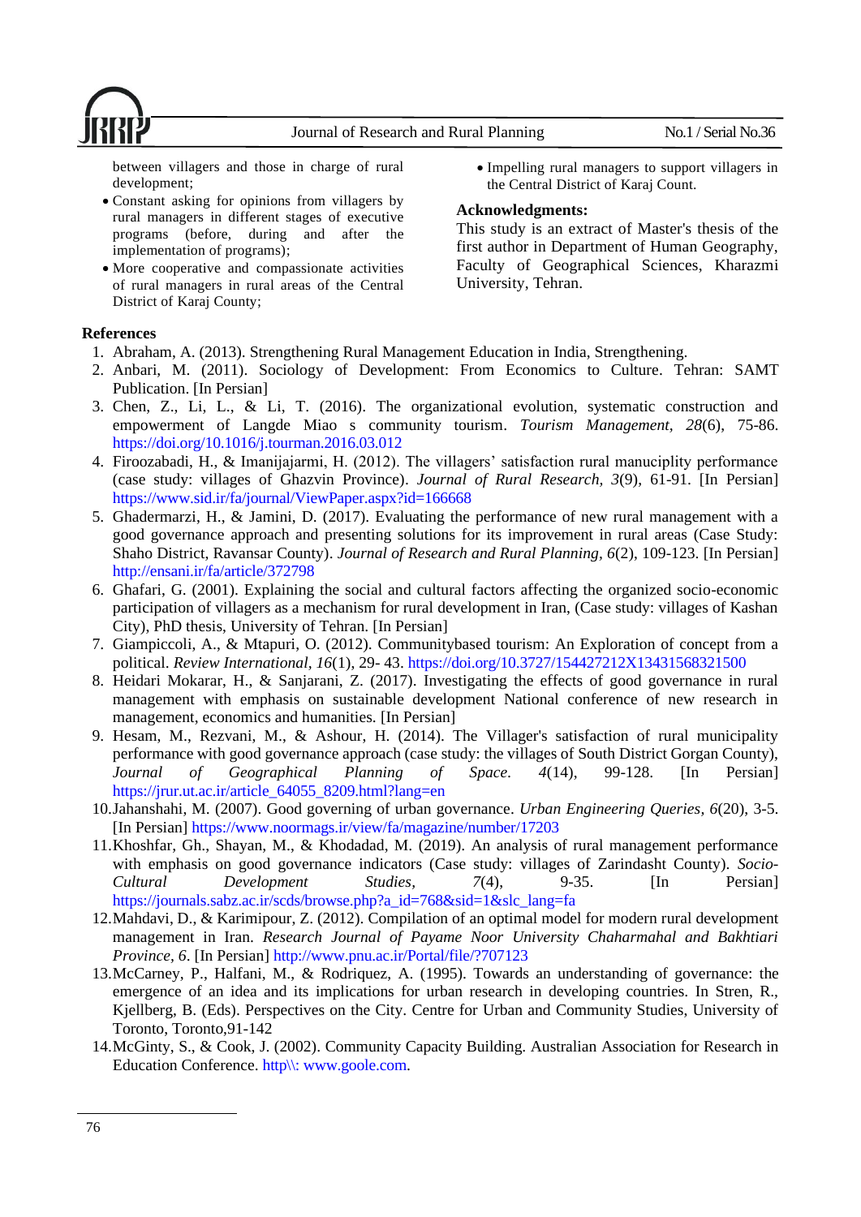between villagers and those in charge of rural development;

- Constant asking for opinions from villagers by rural managers in different stages of executive programs (before, during and after the implementation of programs);
- More cooperative and compassionate activities of rural managers in rural areas of the Central District of Karaj County;
- Impelling rural managers to support villagers in the Central District of Karaj Count.

**Acknowledgments:**

This study is an extract of Master's thesis of the first author in Department of Human Geography, Faculty of Geographical Sciences, Kharazmi University, Tehran.

**References**

1. Abraham, A. (2013). Strengthening Rural Management Education in India, Strengthening.
2. Anbari, M. (2011). Sociology of Development: From Economics to Culture. Tehran: SAMT Publication. [In Persian]
3. Chen, Z., Li, L., & Li, T. (2016). The organizational evolution, systematic construction and empowerment of Langde Miao s community tourism. *Tourism Management*, *28*(6), 75-86. https://doi.org/10.1016/j.tourman.2016.03.012
4. Firoozabadi, H., & Imanijajarmi, H. (2012). The villagers' satisfaction rural manuciplity performance (case study: villages of Ghazvin Province). *Journal of Rural Research*, *3*(9), 61-91. [In Persian] https://www.sid.ir/fa/journal/ViewPaper.aspx?id=166668
5. Ghadermarzi, H., & Jamini, D. (2017). Evaluating the performance of new rural management with a good governance approach and presenting solutions for its improvement in rural areas (Case Study: Shaho District, Ravansar County). *Journal of Research and Rural Planning*, *6*(2), 109-123. [In Persian] http://ensani.ir/fa/article/372798
6. Ghafari, G. (2001). Explaining the social and cultural factors affecting the organized socio-economic participation of villagers as a mechanism for rural development in Iran, (Case study: villages of Kashan City), PhD thesis, University of Tehran. [In Persian]
7. Giampiccoli, A., & Mtapuri, O. (2012). Communitybased tourism: An Exploration of concept from a political. *Review International*, *16*(1), 29- 43. https://doi.org/10.3727/154427212X13431568321500
8. Heidari Mokarar, H., & Sanjarani, Z. (2017). Investigating the effects of good governance in rural management with emphasis on sustainable development National conference of new research in management, economics and humanities. [In Persian]
9. Hesam, M., Rezvani, M., & Ashour, H. (2014). The Villager's satisfaction of rural municipality performance with good governance approach (case study: the villages of South District Gorgan County), *Journal of Geographical Planning of Space*. *4*(14), 99-128. [In Persian] https://jrur.ut.ac.ir/article_64055_8209.html?lang=en
10. Jahanshahi, M. (2007). Good governing of urban governance. *Urban Engineering Queries*, *6*(20), 3-5. [In Persian] https://www.noormags.ir/view/fa/magazine/number/17203
11. Khoshfar, Gh., Shayan, M., & Khodadad, M. (2019). An analysis of rural management performance with emphasis on good governance indicators (Case study: villages of Zarindasht County). *Socio-Cultural Development Studies*, *7*(4), 9-35. [In Persian] https://journals.sabz.ac.ir/scds/browse.php?a_id=768&sid=1&slc_lang=fa
12. Mahdavi, D., & Karimipour, Z. (2012). Compilation of an optimal model for modern rural development management in Iran. *Research Journal of Payame Noor University Chaharmahal and Bakhtiari Province*, *6*. [In Persian] http://www.pnu.ac.ir/Portal/file/?707123
13. McCarney, P., Halfani, M., & Rodriquez, A. (1995). Towards an understanding of governance: the emergence of an idea and its implications for urban research in developing countries. In Stren, R., Kjellberg, B. (Eds). Perspectives on the City. Centre for Urban and Community Studies, University of Toronto, Toronto,91-142
14. McGinty, S., & Cook, J. (2002). Community Capacity Building. Australian Association for Research in Education Conference. http\\: www.goole.com.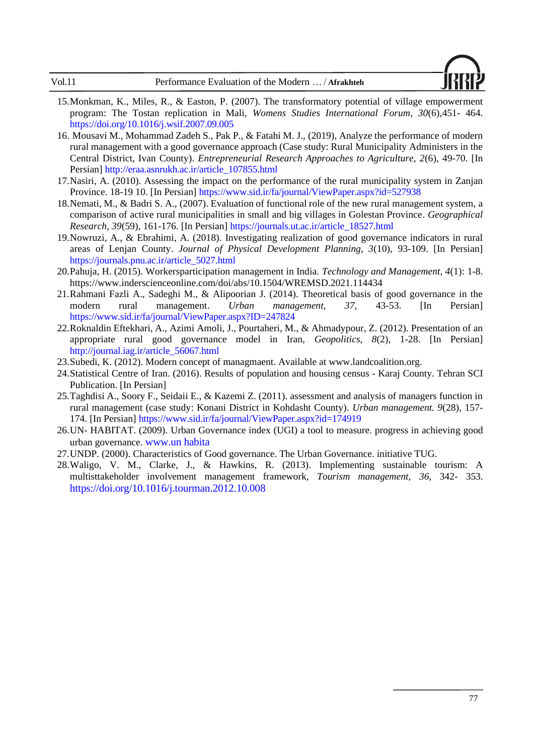15. Monkman, K., Miles, R., & Easton, P. (2007). The transformatory potential of village empowerment program: The Tostan replication in Mali, *Womens Studies International Forum, 30*(6),451- 464. https://doi.org/10.1016/j.wsif.2007.09.005
16. Mousavi M., Mohammad Zadeh S., Pak P., & Fatahi M. J., (2019), Analyze the performance of modern rural management with a good governance approach (Case study: Rural Municipality Administers in the Central District, Ivan County). *Entrepreneurial Research Approaches to Agriculture, 2*(6), 49-70. [In Persian] http://eraa.asnrukh.ac.ir/article_107855.html
17. Nasiri, A. (2010). Assessing the impact on the performance of the rural municipality system in Zanjan Province. 18-19 10. [In Persian] https://www.sid.ir/fa/journal/ViewPaper.aspx?id=527938
18. Nemati, M., & Badri S. A., (2007). Evaluation of functional role of the new rural management system, a comparison of active rural municipalities in small and big villages in Golestan Province. *Geographical Research, 39*(59), 161-176. [In Persian] https://journals.ut.ac.ir/article_18527.html
19. Nowruzi, A., & Ebrahimi, A. (2018). Investigating realization of good governance indicators in rural areas of Lenjan County. *Journal of Physical Development Planning, 3*(10), 93-109. [In Persian] https://journals.pnu.ac.ir/article_5027.html
20. Pahuja, H. (2015). Workersparticipation management in India. *Technology and Management, 4*(1): 1-8. https://www.inderscienceonline.com/doi/abs/10.1504/WREMSD.2021.114434
21. Rahmani Fazli A., Sadeghi M., & Alipoorian J. (2014). Theoretical basis of good governance in the modern rural management. *Urban management, 37*, 43-53. [In Persian] https://www.sid.ir/fa/journal/ViewPaper.aspx?ID=247824
22. Roknaldin Eftekhari, A., Azimi Amoli, J., Pourtaheri, M., & Ahmadypour, Z. (2012). Presentation of an appropriate rural good governance model in Iran, *Geopolitics, 8*(2), 1-28. [In Persian] http://journal.iag.ir/article_56067.html
23. Subedi, K. (2012). Modern concept of managmaent. Available at www.landcoalition.org.
24. Statistical Centre of Iran. (2016). Results of population and housing census - Karaj County. Tehran SCI Publication. [In Persian]
25. Taghdisi A., Soory F., Seidaii E., & Kazemi Z. (2011). assessment and analysis of managers function in rural management (case study: Konani District in Kohdasht County). *Urban management. 9*(28), 157-174. [In Persian] https://www.sid.ir/fa/journal/ViewPaper.aspx?id=174919
26. UN- HABITAT. (2009). Urban Governance index (UGI) a tool to measure. progress in achieving good urban governance. www.un habita
27. UNDP. (2000). Characteristics of Good governance. The Urban Governance. initiative TUG.
28. Waligo, V. M., Clarke, J., & Hawkins, R. (2013). Implementing sustainable tourism: A multisttakeholder involvement management framework, *Tourism management, 36*, 342- 353. https://doi.org/10.1016/j.tourman.2012.10.008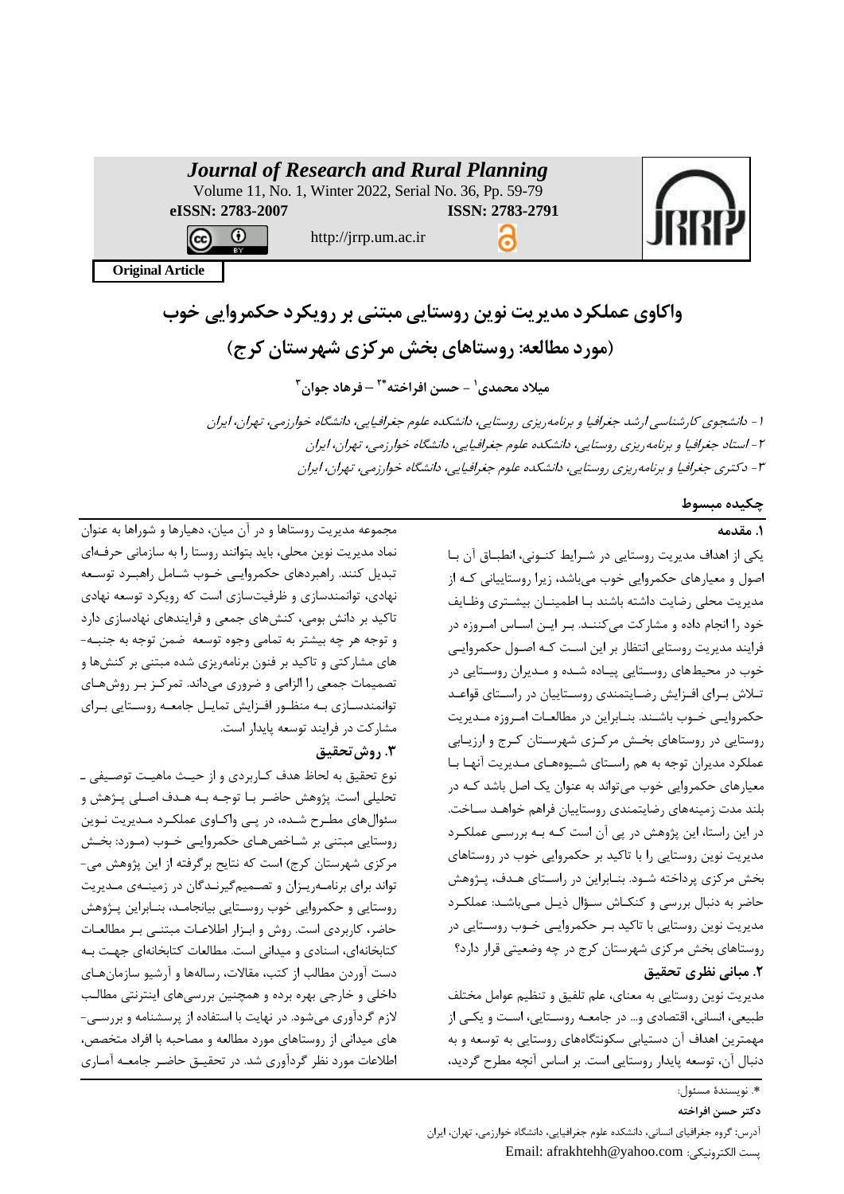Journal of Research and Rural Planning

Volume 11, No. 1, Winter 2022, Serial No. 36, Pp. 59-79

eISSN: 2783-2007 ISSN: 2783-2791

http://jrrp.um.ac.ir

**Original Article**

# واکاوی عملکرد مدیریت نوین روستایی مبتنی بر رویکرد حکمروایی خوب (مورد مطالعه: روستاهای بخش مرکزی شهرستان کرج)

**میلاد محمدی[1] – حسن افراخته*[2] – فرهاد جوان[3]**

*۱- دانشجوی کارشناسی ارشد جغرافیا و برنامه‌ریزی روستایی، دانشکده علوم جغرافیایی، دانشگاه خوارزمی، تهران، ایران*

*۲- استاد جغرافیا و برنامه‌ریزی روستایی، دانشکده علوم جغرافیایی، دانشگاه خوارزمی، تهران، ایران*

*۳- دکتری جغرافیا و برنامه‌ریزی روستایی، دانشکده علوم جغرافیایی، دانشگاه خوارزمی، تهران، ایران*

## چکیده مبسوط

### ۱. مقدمه

یکی از اهداف مدیریت روستایی در شرایط کنونی، انطباق آن با اصول و معیارهای حکمروایی خوب می‌باشد، زیرا روستاییانی که از مدیریت محلی رضایت داشته باشند با اطمینان بیشتری وظایف خود را انجام داده و مشارکت می‌کنند. بر این اساس امروزه در فرایند مدیریت روستایی انتظار بر این است که اصول حکمروایی خوب در محیط‌های روستایی پیاده شده و مدیران روستایی در تلاش برای افزایش رضایتمندی روستاییان در راستای قواعد حکمروایی خوب باشند. بنابراین در مطالعات امروزه مدیریت روستایی در روستاهای بخش مرکزی شهرستان کرج و ارزیابی عملکرد مدیران توجه به هم راستای شیوه‌های مدیریت آنها با معیارهای حکمروایی خوب می‌تواند به عنوان یک اصل باشد که در بلند مدت زمینه‌های رضایتمندی روستاییان فراهم خواهد ساخت. در این راستا، این پژوهش در پی آن است که به بررسی عملکرد مدیریت نوین روستایی را با تاکید بر حکمروایی خوب در روستاهای بخش مرکزی پرداخته شود. بنابراین در راستای هدف، پژوهش حاضر به دنبال بررسی و کنکاش سؤال ذیل می‌باشد: عملکرد مدیریت نوین روستایی با تاکید بر حکمروایی خوب روستایی در روستاهای بخش مرکزی شهرستان کرج در چه وضعیتی قرار دارد؟

### ۲. مبانی نظری تحقیق

مدیریت نوین روستایی به معنای، علم تلفیق و تنظیم عوامل مختلف طبیعی، انسانی، اقتصادی و... در جامعه روستایی، است و یکی از مهمترین اهداف آن دستیابی سکونتگاه‌های روستایی به توسعه و به دنبال آن، توسعه پایدار روستایی است. بر اساس آنچه مطرح گردید، مجموعه مدیریت روستاها و در آن میان، دهیارها و شوراها به عنوان نماد مدیریت نوین محلی، باید بتوانند روستا را به سازمانی حرفه‌ای تبدیل کنند. راهبردهای حکمروایی خوب شامل راهبرد توسعه نهادی، توانمندسازی و ظرفیت‌سازی است که رویکرد توسعه نهادی تاکید بر دانش بومی، کنش‌های جمعی و فرایندهای نهادسازی دارد و توجه هر چه بیشتر به تمامی وجوه توسعه ضمن توجه به جنبه‌های مشارکتی و تاکید بر فنون برنامه‌ریزی شده مبتنی بر کنش‌ها و تصمیمات جمعی را الزامی و ضروری می‌داند. تمرکز بر روش‌های توانمندسازی به منظور افزایش تمایل جامعه روستایی برای مشارکت در فرایند توسعه پایدار است.

### ۳. روش تحقیق

نوع تحقیق به لحاظ هدف کاربردی و از حیث ماهیت توصیفی ـ تحلیلی است. پژوهش حاضر با توجه به هدف اصلی پژهش و سئوال‌های مطرح شده، در پی واکاوی عملکرد مدیریت نوین روستایی مبتنی بر شاخص‌های حکمروایی خوب (مورد: بخش مرکزی شهرستان کرج) است که نتایج برگرفته از این پژوهش می‌تواند برای برنامه‌ریزان و تصمیم‌گیرندگان در زمینه‌ی مدیریت روستایی و حکمروایی خوب روستایی بیانجامد، بنابراین پژوهش حاضر، کاربردی است. روش و ابزار اطلاعات مبتنی بر مطالعات کتابخانه‌ای، اسنادی و میدانی است. مطالعات کتابخانه‌ای جهت به دست آوردن مطالب از کتب، مقالات، رساله‌ها و آرشیو سازمان‌های داخلی و خارجی بهره برده و همچنین بررسی‌های اینترنتی مطالب لازم گردآوری می‌شود. در نهایت با استفاده از پرسشنامه و بررسی‌های میدانی از روستاهای مورد مطالعه و مصاحبه با افراد متخصص، اطلاعات مورد نظر گردآوری شد. در تحقیق حاضر جامعه آماری

\*. نویسندهٔ مسئول:

**دکتر حسن افراخته**

آدرس: گروه جغرافیای انسانی، دانشکده علوم جغرافیایی، دانشگاه خوارزمی، تهران، ایران

پست الکترونیکی: Email: afrakhtehh@yahoo.com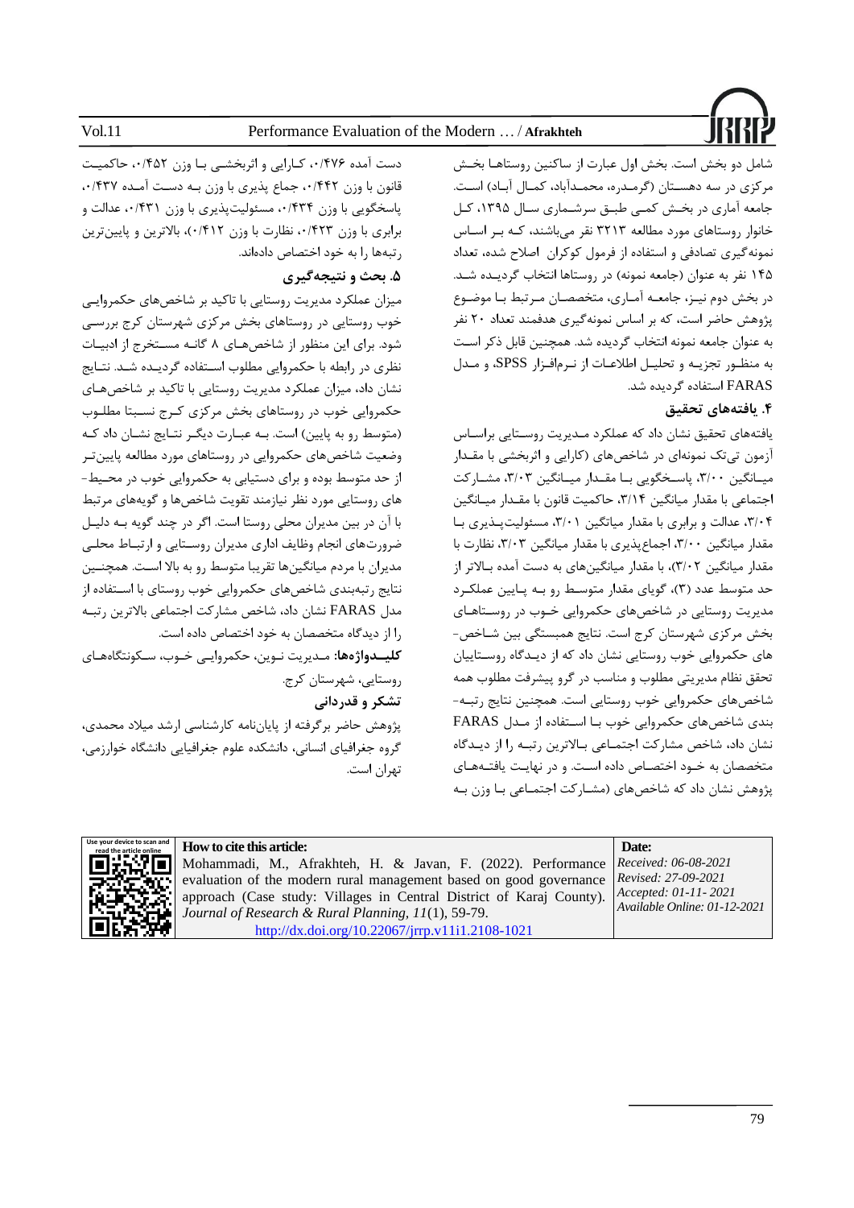شامل دو بخش است. بخش اول عبارت از ساکنین روستاها بخش مرکزی در سه دهستان (گرمدره، محمدآباد، کمال آباد) است. جامعه آماری در بخش کمی طبق سرشماری سال ۱۳۹۵، کل خانوار روستاهای مورد مطالعه ۳۲۱۳ نفر می‌باشند، که بر اساس نمونه‌گیری تصادفی و استفاده از فرمول کوکران اصلاح شده، تعداد ۱۴۵ نفر به عنوان (جامعه نمونه) در روستاها انتخاب گردیده شد. در بخش دوم نیز، جامعه آماری، متخصصان مرتبط با موضوع پژوهش حاضر است، که بر اساس نمونه‌گیری هدفمند تعداد ۲۰ نفر به عنوان جامعه نمونه انتخاب گردیده شد. همچنین قابل ذکر است به منظور تجزیه و تحلیل اطلاعات از نرم‌افزار SPSS، و مدل FARAS استفاده گردیده شد.

### ۴. یافته‌های تحقیق

یافته‌های تحقیق نشان داد که عملکرد مدیریت روستایی براساس آزمون تی‌تک نمونه‌ای در شاخص‌های (کارایی و اثربخشی با مقدار میانگین ۳/۰۰، پاسخگویی با مقدار میانگین ۳/۰۳، مشارکت اجتماعی با مقدار میانگین ۳/۱۴، حاکمیت قانون با مقدار میانگین ۳/۰۴، عدالت و برابری با مقدار میانگین ۳/۰۱، مسئولیت‌پذیری با مقدار میانگین ۳/۰۰، اجماع‌پذیری با مقدار میانگین ۳/۰۳، نظارت با مقدار میانگین ۳/۰۲)، با مقدار میانگین‌های به دست آمده بالاتر از حد متوسط عدد (۳)، گویای مقدار متوسط رو به پایین عملکرد مدیریت روستایی در شاخص‌های حکمروایی خوب در روستاهای بخش مرکزی شهرستان کرج است. نتایج همبستگی بین شاخص-های حکمروایی خوب روستایی نشان داد که از دیدگاه روستاییان تحقق نظام مدیریتی مطلوب و مناسب در گرو پیشرفت مطلوب همه شاخص‌های حکمروایی خوب روستایی است. همچنین نتایج رتبه-بندی شاخص‌های حکمروایی خوب با استفاده از مدل FARAS نشان داد، شاخص مشارکت اجتماعی بالاترین رتبه را از دیدگاه متخصصان به خود اختصاص داده است. و در نهایت یافته‌های پژوهش نشان داد که شاخص‌های (مشارکت اجتماعی با وزن به دست آمده ۰/۴۷۶، کارایی و اثربخشی با وزن ۰/۴۵۲، حاکمیت قانون با وزن ۰/۴۴۲، جماع پذیری با وزن به دست آمده ۰/۴۳۷، پاسخگویی با وزن ۰/۴۳۴، مسئولیت‌پذیری با وزن ۰/۴۳۱، عدالت و برابری با وزن ۰/۴۲۳، نظارت با وزن ۰/۴۱۲)، بالاترین و پایین‌ترین رتبه‌ها را به خود اختصاص داده‌اند.

### ۵. بحث و نتیجه‌گیری

میزان عملکرد مدیریت روستایی با تاکید بر شاخص‌های حکمروایی خوب روستایی در روستاهای بخش مرکزی شهرستان کرج بررسی شود. برای این منظور از شاخص‌های ۸ گانه مستخرج از ادبیات نظری در رابطه با حکمروایی مطلوب استفاده گردیده شد. نتایج نشان داد، میزان عملکرد مدیریت روستایی با تاکید بر شاخص‌های حکمروایی خوب در روستاهای بخش مرکزی کرج نسبتا مطلوب (متوسط رو به پایین) است. به عبارت دیگر نتایج نشان داد که وضعیت شاخص‌های حکمروایی در روستاهای مورد مطالعه پایین‌تر از حد متوسط بوده و برای دستیابی به حکمروایی خوب در محیط-های روستایی مورد نظر نیازمند تقویت شاخص‌ها و گویه‌های مرتبط با آن در بین مدیران محلی روستا است. اگر در چند گویه به دلیل ضرورت‌های انجام وظایف اداری مدیران روستایی و ارتباط محلی مدیران با مردم میانگین‌ها تقریبا متوسط رو به بالا است. همچنین نتایج رتبه‌بندی شاخص‌های حکمروایی خوب روستای با استفاده از مدل FARAS نشان داد، شاخص مشارکت اجتماعی بالاترین رتبه را از دیدگاه متخصصان به خود اختصاص داده است.

**کلیدواژه‌ها:** مدیریت نوین، حکمروایی خوب، سکونتگاه‌های روستایی، شهرستان کرج.

### تشکر و قدردانی

پژوهش حاضر برگرفته از پایان‌نامه کارشناسی ارشد میلاد محمدی، گروه جغرافیای انسانی، دانشکده علوم جغرافیایی دانشگاه خوارزمی، تهران است.

| How to cite this article: | Date: |
|---|---|
| Mohammadi, M., Afrakhteh, H. & Javan, F. (2022). Performance evaluation of the modern rural management based on good governance approach (Case study: Villages in Central District of Karaj County). *Journal of Research & Rural Planning, 11*(1), 59-79. http://dx.doi.org/10.22067/jrrp.v11i1.2108-1021 | *Received: 06-08-2021* *Revised: 27-09-2021* *Accepted: 01-11- 2021* *Available Online: 01-12-2021* |